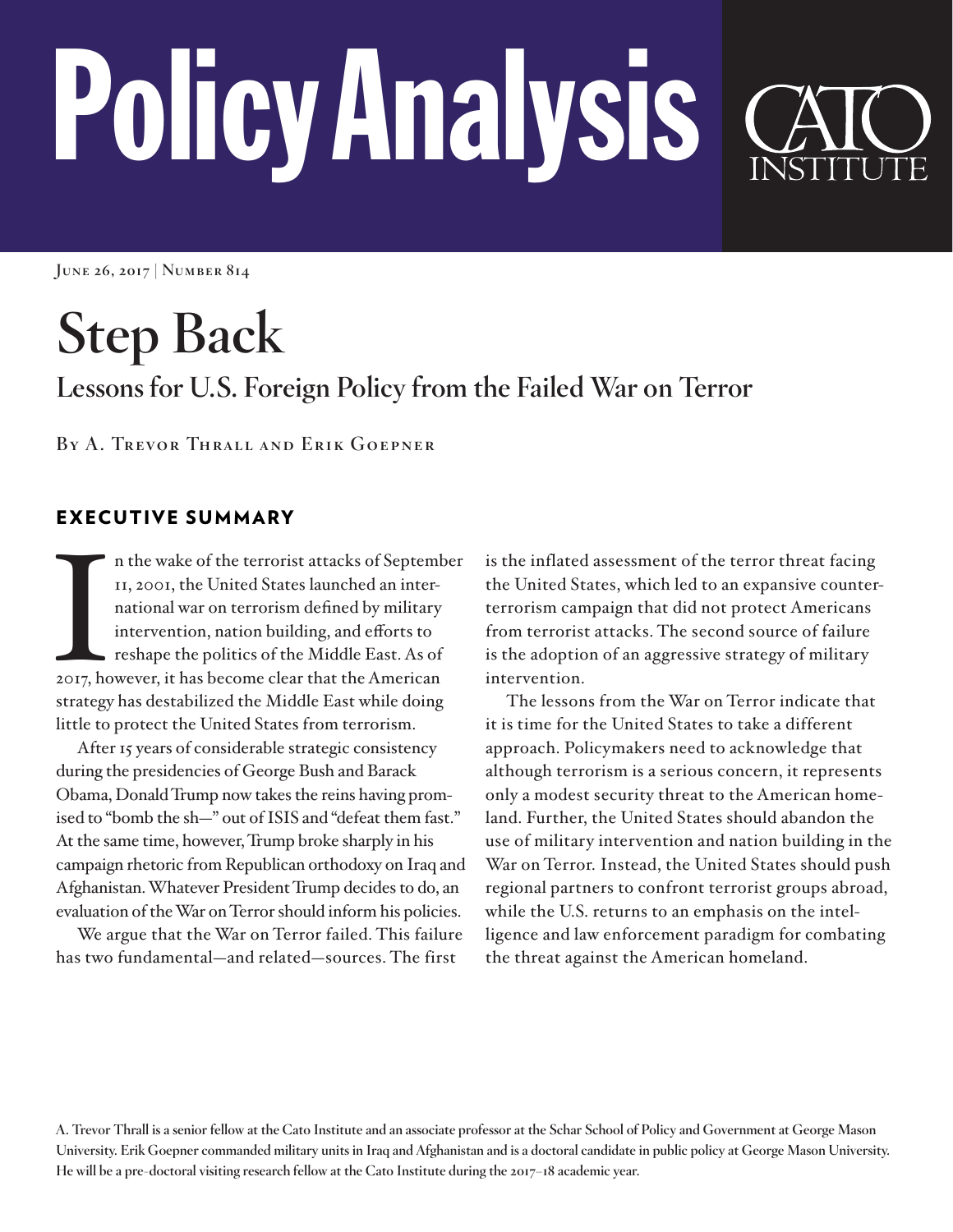# Policy Analysis

June 26, 2017 | Number 814

# Step Back

## Lessons for U.S. Foreign Policy from the Failed War on Terror

By A. Trevor Thrall and Erik Goepner

## EXECUTIVE SUMMARY

In the wake of the terrorist attacks of September 11, 2001, the United States launched an international war on terrorism defined by military intervention, nation building, and efforts to reshape the politics of the Middle East. As of 2017, however, it has become clear that the American strategy has destabilized the Middle East while doing little to protect the United States from terrorism.

After 15 years of considerable strategic consistency during the presidencies of George Bush and Barack Obama, Donald Trump now takes the reins having promised to "bomb the sh—" out of ISIS and "defeat them fast." At the same time, however, Trump broke sharply in his campaign rhetoric from Republican orthodoxy on Iraq and Afghanistan. Whatever President Trump decides to do, an evaluation of the War on Terror should inform his policies.

We argue that the War on Terror failed. This failure has two fundamental—and related—sources. The first is the inflated assessment of the terror threat facing the United States, which led to an expansive counterterrorism campaign that did not protect Americans from terrorist attacks. The second source of failure is the adoption of an aggressive strategy of military intervention.

The lessons from the War on Terror indicate that it is time for the United States to take a different approach. Policymakers need to acknowledge that although terrorism is a serious concern, it represents only a modest security threat to the American homeland. Further, the United States should abandon the use of military intervention and nation building in the War on Terror. Instead, the United States should push regional partners to confront terrorist groups abroad, while the U.S. returns to an emphasis on the intelligence and law enforcement paradigm for combating the threat against the American homeland.

A. Trevor Thrall is a senior fellow at the Cato Institute and an associate professor at the Schar School of Policy and Government at George Mason University. Erik Goepner commanded military units in Iraq and Afghanistan and is a doctoral candidate in public policy at George Mason University. He will be a pre-doctoral visiting research fellow at the Cato Institute during the 2017–18 academic year.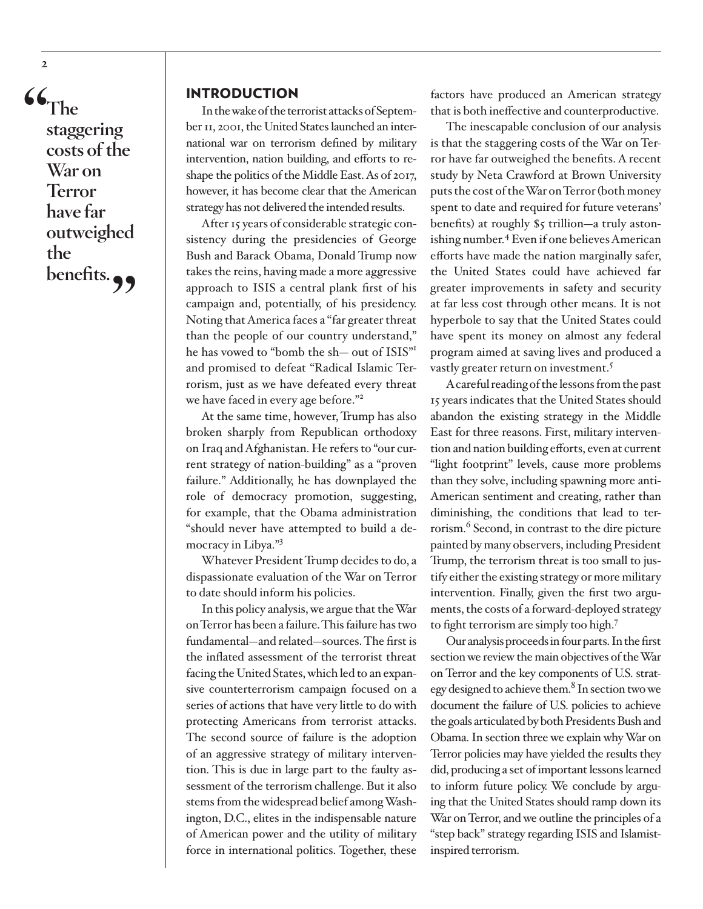> "The staggering costs of the War on Terror have far outweighed the benefits."

## INTRODUCTION

In the wake of the terrorist attacks of September 11, 2001, the United States launched an international war on terrorism defined by military intervention, nation building, and efforts to reshape the politics of the Middle East. As of 2017, however, it has become clear that the American strategy has not delivered the intended results.

After 15 years of considerable strategic consistency during the presidencies of George Bush and Barack Obama, Donald Trump now takes the reins, having made a more aggressive approach to ISIS a central plank first of his campaign and, potentially, of his presidency. Noting that America faces a "far greater threat than the people of our country understand," he has vowed to "bomb the sh— out of ISIS"[1] and promised to defeat "Radical Islamic Terrorism, just as we have defeated every threat we have faced in every age before."[2]

At the same time, however, Trump has also broken sharply from Republican orthodoxy on Iraq and Afghanistan. He refers to "our current strategy of nation-building" as a "proven failure." Additionally, he has downplayed the role of democracy promotion, suggesting, for example, that the Obama administration "should never have attempted to build a democracy in Libya."[3]

Whatever President Trump decides to do, a dispassionate evaluation of the War on Terror to date should inform his policies.

In this policy analysis, we argue that the War on Terror has been a failure. This failure has two fundamental—and related—sources. The first is the inflated assessment of the terrorist threat facing the United States, which led to an expansive counterterrorism campaign focused on a series of actions that have very little to do with protecting Americans from terrorist attacks. The second source of failure is the adoption of an aggressive strategy of military intervention. This is due in large part to the faulty assessment of the terrorism challenge. But it also stems from the widespread belief among Washington, D.C., elites in the indispensable nature of American power and the utility of military force in international politics. Together, these factors have produced an American strategy that is both ineffective and counterproductive.

The inescapable conclusion of our analysis is that the staggering costs of the War on Terror have far outweighed the benefits. A recent study by Neta Crawford at Brown University puts the cost of the War on Terror (both money spent to date and required for future veterans' benefits) at roughly $5 trillion—a truly astonishing number.[4] Even if one believes American efforts have made the nation marginally safer, the United States could have achieved far greater improvements in safety and security at far less cost through other means. It is not hyperbole to say that the United States could have spent its money on almost any federal program aimed at saving lives and produced a vastly greater return on investment.[5]

A careful reading of the lessons from the past 15 years indicates that the United States should abandon the existing strategy in the Middle East for three reasons. First, military intervention and nation building efforts, even at current "light footprint" levels, cause more problems than they solve, including spawning more anti-American sentiment and creating, rather than diminishing, the conditions that lead to terrorism.[6] Second, in contrast to the dire picture painted by many observers, including President Trump, the terrorism threat is too small to justify either the existing strategy or more military intervention. Finally, given the first two arguments, the costs of a forward-deployed strategy to fight terrorism are simply too high.[7]

Our analysis proceeds in four parts. In the first section we review the main objectives of the War on Terror and the key components of U.S. strategy designed to achieve them.[8] In section two we document the failure of U.S. policies to achieve the goals articulated by both Presidents Bush and Obama. In section three we explain why War on Terror policies may have yielded the results they did, producing a set of important lessons learned to inform future policy. We conclude by arguing that the United States should ramp down its War on Terror, and we outline the principles of a "step back" strategy regarding ISIS and Islamist-inspired terrorism.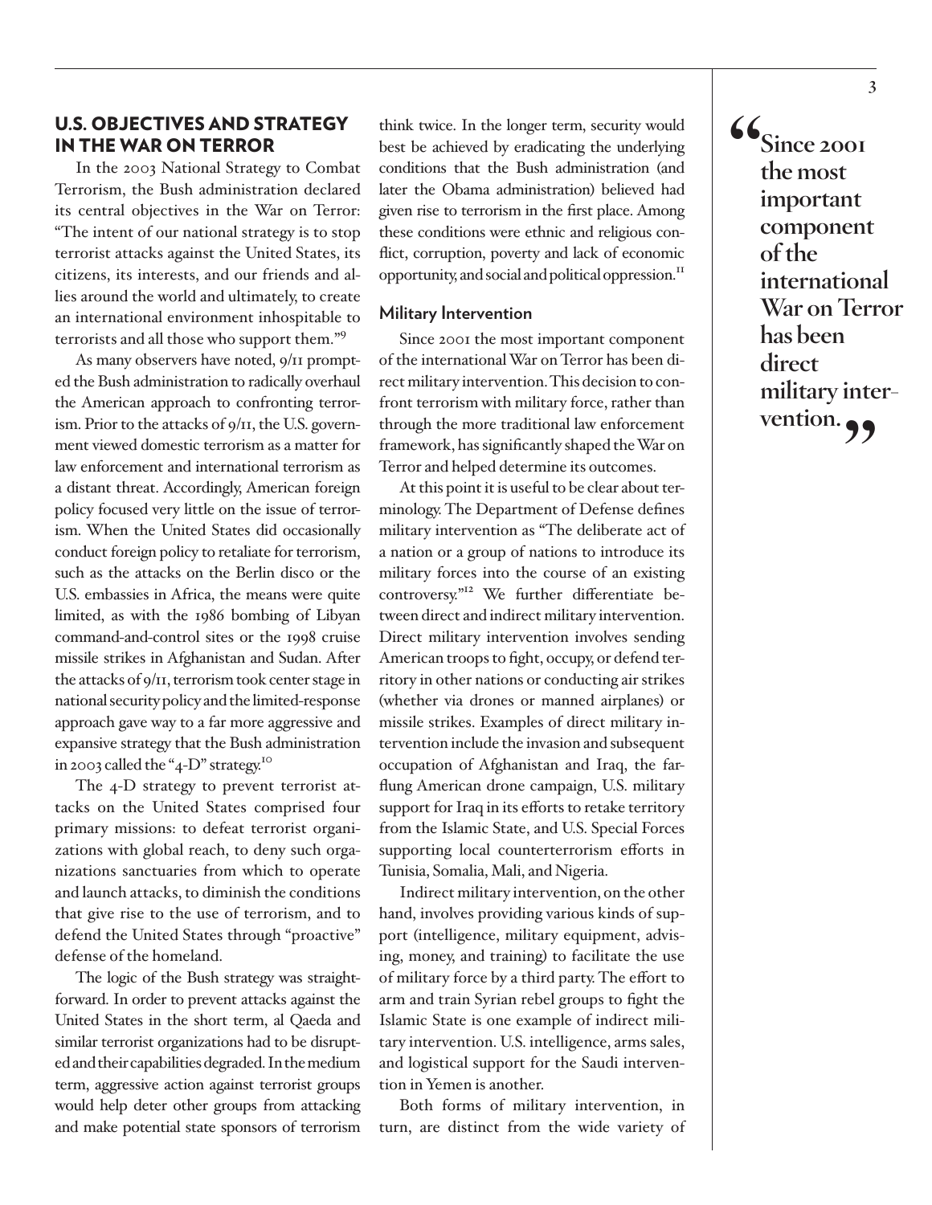## U.S. OBJECTIVES AND STRATEGY IN THE WAR ON TERROR

In the 2003 National Strategy to Combat Terrorism, the Bush administration declared its central objectives in the War on Terror: "The intent of our national strategy is to stop terrorist attacks against the United States, its citizens, its interests, and our friends and allies around the world and ultimately, to create an international environment inhospitable to terrorists and all those who support them."[9]

As many observers have noted, 9/11 prompted the Bush administration to radically overhaul the American approach to confronting terrorism. Prior to the attacks of 9/11, the U.S. government viewed domestic terrorism as a matter for law enforcement and international terrorism as a distant threat. Accordingly, American foreign policy focused very little on the issue of terrorism. When the United States did occasionally conduct foreign policy to retaliate for terrorism, such as the attacks on the Berlin disco or the U.S. embassies in Africa, the means were quite limited, as with the 1986 bombing of Libyan command-and-control sites or the 1998 cruise missile strikes in Afghanistan and Sudan. After the attacks of 9/11, terrorism took center stage in national security policy and the limited-response approach gave way to a far more aggressive and expansive strategy that the Bush administration in 2003 called the "4-D" strategy.[10]

The 4-D strategy to prevent terrorist attacks on the United States comprised four primary missions: to defeat terrorist organizations with global reach, to deny such organizations sanctuaries from which to operate and launch attacks, to diminish the conditions that give rise to the use of terrorism, and to defend the United States through "proactive" defense of the homeland.

The logic of the Bush strategy was straightforward. In order to prevent attacks against the United States in the short term, al Qaeda and similar terrorist organizations had to be disrupted and their capabilities degraded. In the medium term, aggressive action against terrorist groups would help deter other groups from attacking and make potential state sponsors of terrorism think twice. In the longer term, security would best be achieved by eradicating the underlying conditions that the Bush administration (and later the Obama administration) believed had given rise to terrorism in the first place. Among these conditions were ethnic and religious conflict, corruption, poverty and lack of economic opportunity, and social and political oppression.[11]

### Military Intervention

Since 2001 the most important component of the international War on Terror has been direct military intervention. This decision to confront terrorism with military force, rather than through the more traditional law enforcement framework, has significantly shaped the War on Terror and helped determine its outcomes.

At this point it is useful to be clear about terminology. The Department of Defense defines military intervention as "The deliberate act of a nation or a group of nations to introduce its military forces into the course of an existing controversy."[12] We further differentiate between direct and indirect military intervention. Direct military intervention involves sending American troops to fight, occupy, or defend territory in other nations or conducting air strikes (whether via drones or manned airplanes) or missile strikes. Examples of direct military intervention include the invasion and subsequent occupation of Afghanistan and Iraq, the far-flung American drone campaign, U.S. military support for Iraq in its efforts to retake territory from the Islamic State, and U.S. Special Forces supporting local counterterrorism efforts in Tunisia, Somalia, Mali, and Nigeria.

Indirect military intervention, on the other hand, involves providing various kinds of support (intelligence, military equipment, advising, money, and training) to facilitate the use of military force by a third party. The effort to arm and train Syrian rebel groups to fight the Islamic State is one example of indirect military intervention. U.S. intelligence, arms sales, and logistical support for the Saudi intervention in Yemen is another.

Both forms of military intervention, in turn, are distinct from the wide variety of

> **"Since 2001 the most important component of the international War on Terror has been direct military intervention."**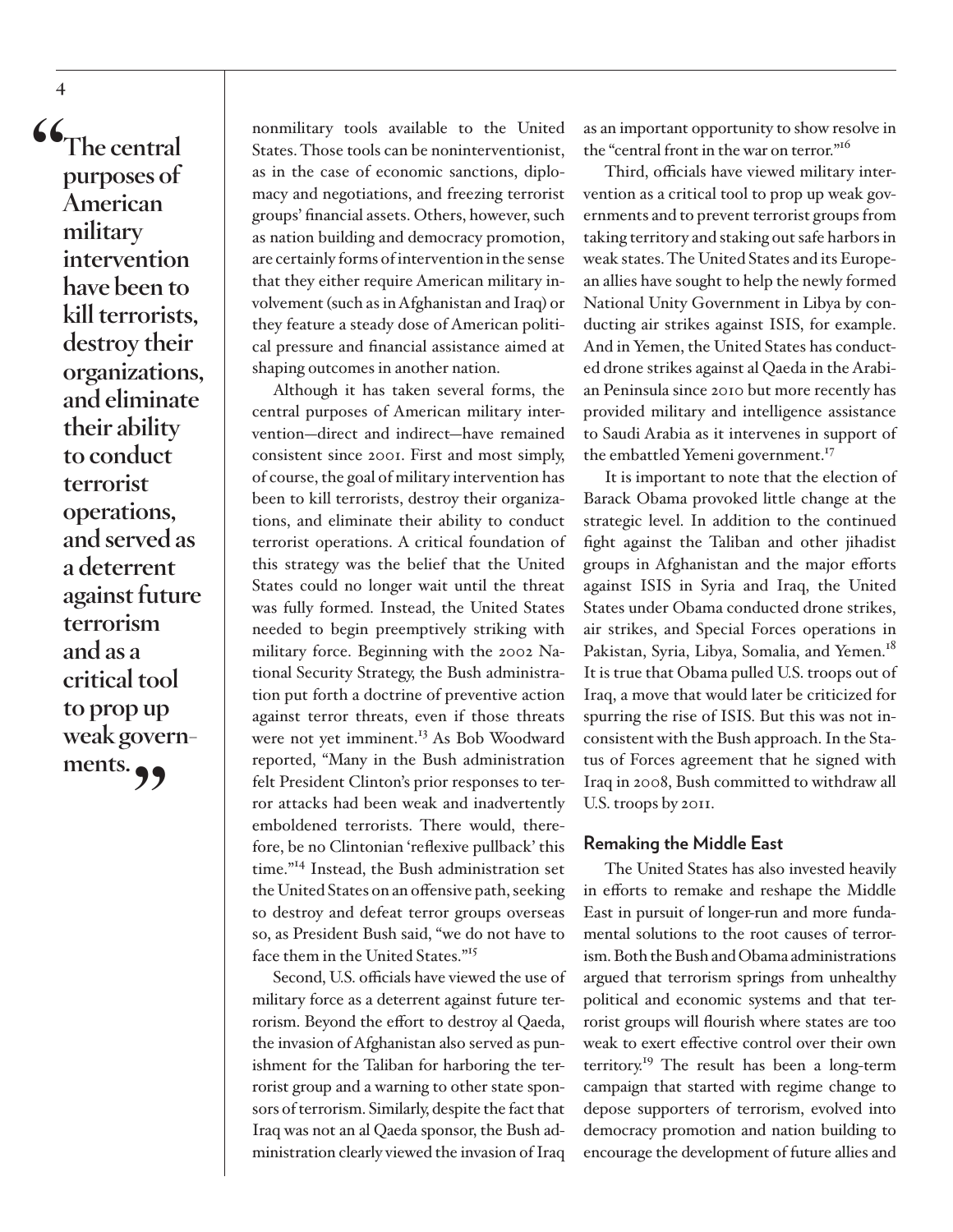> "The central purposes of American military intervention have been to kill terrorists, destroy their organizations, and eliminate their ability to conduct terrorist operations, and served as a deterrent against future terrorism and as a critical tool to prop up weak governments."

nonmilitary tools available to the United States. Those tools can be noninterventionist, as in the case of economic sanctions, diplomacy and negotiations, and freezing terrorist groups' financial assets. Others, however, such as nation building and democracy promotion, are certainly forms of intervention in the sense that they either require American military involvement (such as in Afghanistan and Iraq) or they feature a steady dose of American political pressure and financial assistance aimed at shaping outcomes in another nation.

Although it has taken several forms, the central purposes of American military intervention—direct and indirect—have remained consistent since 2001. First and most simply, of course, the goal of military intervention has been to kill terrorists, destroy their organizations, and eliminate their ability to conduct terrorist operations. A critical foundation of this strategy was the belief that the United States could no longer wait until the threat was fully formed. Instead, the United States needed to begin preemptively striking with military force. Beginning with the 2002 National Security Strategy, the Bush administration put forth a doctrine of preventive action against terror threats, even if those threats were not yet imminent.[13] As Bob Woodward reported, "Many in the Bush administration felt President Clinton's prior responses to terror attacks had been weak and inadvertently emboldened terrorists. There would, therefore, be no Clintonian 'reflexive pullback' this time."[14] Instead, the Bush administration set the United States on an offensive path, seeking to destroy and defeat terror groups overseas so, as President Bush said, "we do not have to face them in the United States."[15]

Second, U.S. officials have viewed the use of military force as a deterrent against future terrorism. Beyond the effort to destroy al Qaeda, the invasion of Afghanistan also served as punishment for the Taliban for harboring the terrorist group and a warning to other state sponsors of terrorism. Similarly, despite the fact that Iraq was not an al Qaeda sponsor, the Bush administration clearly viewed the invasion of Iraq as an important opportunity to show resolve in the "central front in the war on terror."[16]

Third, officials have viewed military intervention as a critical tool to prop up weak governments and to prevent terrorist groups from taking territory and staking out safe harbors in weak states. The United States and its European allies have sought to help the newly formed National Unity Government in Libya by conducting air strikes against ISIS, for example. And in Yemen, the United States has conducted drone strikes against al Qaeda in the Arabian Peninsula since 2010 but more recently has provided military and intelligence assistance to Saudi Arabia as it intervenes in support of the embattled Yemeni government.[17]

It is important to note that the election of Barack Obama provoked little change at the strategic level. In addition to the continued fight against the Taliban and other jihadist groups in Afghanistan and the major efforts against ISIS in Syria and Iraq, the United States under Obama conducted drone strikes, air strikes, and Special Forces operations in Pakistan, Syria, Libya, Somalia, and Yemen.[18] It is true that Obama pulled U.S. troops out of Iraq, a move that would later be criticized for spurring the rise of ISIS. But this was not inconsistent with the Bush approach. In the Status of Forces agreement that he signed with Iraq in 2008, Bush committed to withdraw all U.S. troops by 2011.

### Remaking the Middle East

The United States has also invested heavily in efforts to remake and reshape the Middle East in pursuit of longer-run and more fundamental solutions to the root causes of terrorism. Both the Bush and Obama administrations argued that terrorism springs from unhealthy political and economic systems and that terrorist groups will flourish where states are too weak to exert effective control over their own territory.[19] The result has been a long-term campaign that started with regime change to depose supporters of terrorism, evolved into democracy promotion and nation building to encourage the development of future allies and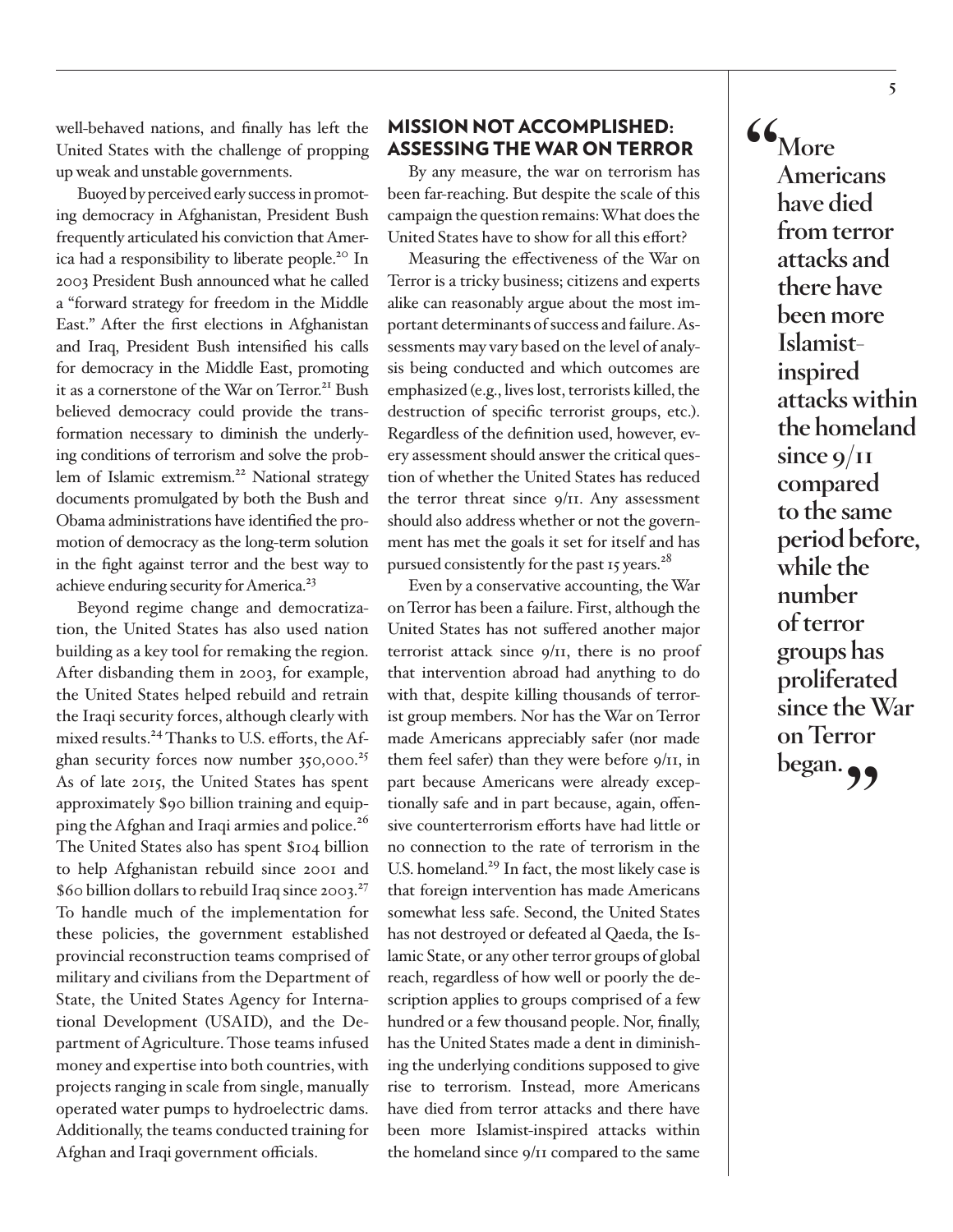well-behaved nations, and finally has left the United States with the challenge of propping up weak and unstable governments.

Buoyed by perceived early success in promoting democracy in Afghanistan, President Bush frequently articulated his conviction that America had a responsibility to liberate people.[20] In 2003 President Bush announced what he called a "forward strategy for freedom in the Middle East." After the first elections in Afghanistan and Iraq, President Bush intensified his calls for democracy in the Middle East, promoting it as a cornerstone of the War on Terror.[21] Bush believed democracy could provide the transformation necessary to diminish the underlying conditions of terrorism and solve the problem of Islamic extremism.[22] National strategy documents promulgated by both the Bush and Obama administrations have identified the promotion of democracy as the long-term solution in the fight against terror and the best way to achieve enduring security for America.[23]

Beyond regime change and democratization, the United States has also used nation building as a key tool for remaking the region. After disbanding them in 2003, for example, the United States helped rebuild and retrain the Iraqi security forces, although clearly with mixed results.[24] Thanks to U.S. efforts, the Afghan security forces now number 350,000.[25] As of late 2015, the United States has spent approximately $90 billion training and equipping the Afghan and Iraqi armies and police.[26] The United States also has spent $104 billion to help Afghanistan rebuild since 2001 and $60 billion dollars to rebuild Iraq since 2003.[27] To handle much of the implementation for these policies, the government established provincial reconstruction teams comprised of military and civilians from the Department of State, the United States Agency for International Development (USAID), and the Department of Agriculture. Those teams infused money and expertise into both countries, with projects ranging in scale from single, manually operated water pumps to hydroelectric dams. Additionally, the teams conducted training for Afghan and Iraqi government officials.

## MISSION NOT ACCOMPLISHED: ASSESSING THE WAR ON TERROR

By any measure, the war on terrorism has been far-reaching. But despite the scale of this campaign the question remains: What does the United States have to show for all this effort?

Measuring the effectiveness of the War on Terror is a tricky business; citizens and experts alike can reasonably argue about the most important determinants of success and failure. Assessments may vary based on the level of analysis being conducted and which outcomes are emphasized (e.g., lives lost, terrorists killed, the destruction of specific terrorist groups, etc.). Regardless of the definition used, however, every assessment should answer the critical question of whether the United States has reduced the terror threat since 9/11. Any assessment should also address whether or not the government has met the goals it set for itself and has pursued consistently for the past 15 years.[28]

Even by a conservative accounting, the War on Terror has been a failure. First, although the United States has not suffered another major terrorist attack since 9/11, there is no proof that intervention abroad had anything to do with that, despite killing thousands of terrorist group members. Nor has the War on Terror made Americans appreciably safer (nor made them feel safer) than they were before 9/11, in part because Americans were already exceptionally safe and in part because, again, offensive counterterrorism efforts have had little or no connection to the rate of terrorism in the U.S. homeland.[29] In fact, the most likely case is that foreign intervention has made Americans somewhat less safe. Second, the United States has not destroyed or defeated al Qaeda, the Islamic State, or any other terror groups of global reach, regardless of how well or poorly the description applies to groups comprised of a few hundred or a few thousand people. Nor, finally, has the United States made a dent in diminishing the underlying conditions supposed to give rise to terrorism. Instead, more Americans have died from terror attacks and there have been more Islamist-inspired attacks within the homeland since 9/11 compared to the same

> **"More Americans have died from terror attacks and there have been more Islamist-inspired attacks within the homeland since 9/11 compared to the same period before, while the number of terror groups has proliferated since the War on Terror began."**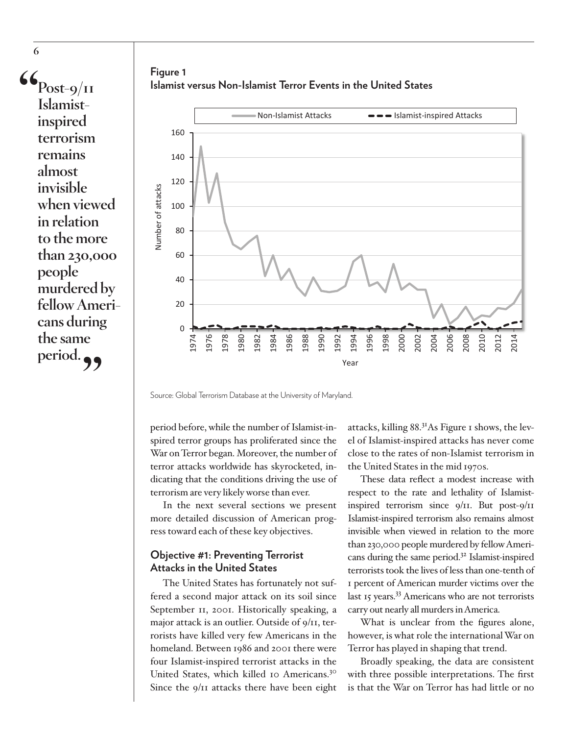> "Post-9/11 Islamist-inspired terrorism remains almost invisible when viewed in relation to the more than 230,000 people murdered by fellow Americans during the same period."

**Figure 1**
**Islamist versus Non-Islamist Terror Events in the United States**

Source: Global Terrorism Database at the University of Maryland.

period before, while the number of Islamist-inspired terror groups has proliferated since the War on Terror began. Moreover, the number of terror attacks worldwide has skyrocketed, indicating that the conditions driving the use of terrorism are very likely worse than ever.

In the next several sections we present more detailed discussion of American progress toward each of these key objectives.

### Objective #1: Preventing Terrorist Attacks in the United States

The United States has fortunately not suffered a second major attack on its soil since September 11, 2001. Historically speaking, a major attack is an outlier. Outside of 9/11, terrorists have killed very few Americans in the homeland. Between 1986 and 2001 there were four Islamist-inspired terrorist attacks in the United States, which killed 10 Americans.[30] Since the 9/11 attacks there have been eight attacks, killing 88.[31] As Figure 1 shows, the level of Islamist-inspired attacks has never come close to the rates of non-Islamist terrorism in the United States in the mid 1970s.

These data reflect a modest increase with respect to the rate and lethality of Islamist-inspired terrorism since 9/11. But post-9/11 Islamist-inspired terrorism also remains almost invisible when viewed in relation to the more than 230,000 people murdered by fellow Americans during the same period.[32] Islamist-inspired terrorists took the lives of less than one-tenth of 1 percent of American murder victims over the last 15 years.[33] Americans who are not terrorists carry out nearly all murders in America.

What is unclear from the figures alone, however, is what role the international War on Terror has played in shaping that trend.

Broadly speaking, the data are consistent with three possible interpretations. The first is that the War on Terror has had little or no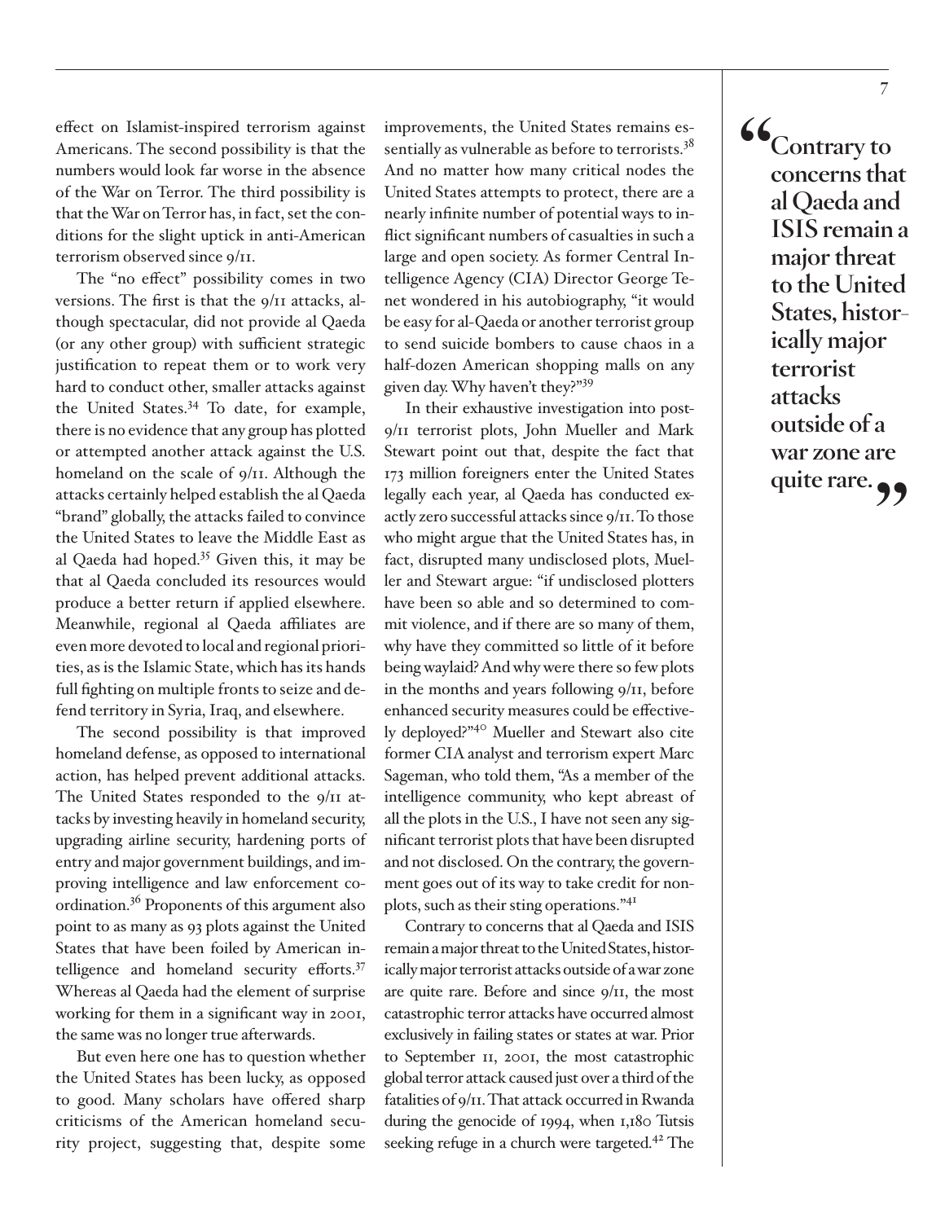effect on Islamist-inspired terrorism against Americans. The second possibility is that the numbers would look far worse in the absence of the War on Terror. The third possibility is that the War on Terror has, in fact, set the conditions for the slight uptick in anti-American terrorism observed since 9/11.

The "no effect" possibility comes in two versions. The first is that the 9/11 attacks, although spectacular, did not provide al Qaeda (or any other group) with sufficient strategic justification to repeat them or to work very hard to conduct other, smaller attacks against the United States.[34] To date, for example, there is no evidence that any group has plotted or attempted another attack against the U.S. homeland on the scale of 9/11. Although the attacks certainly helped establish the al Qaeda "brand" globally, the attacks failed to convince the United States to leave the Middle East as al Qaeda had hoped.[35] Given this, it may be that al Qaeda concluded its resources would produce a better return if applied elsewhere. Meanwhile, regional al Qaeda affiliates are even more devoted to local and regional priorities, as is the Islamic State, which has its hands full fighting on multiple fronts to seize and defend territory in Syria, Iraq, and elsewhere.

The second possibility is that improved homeland defense, as opposed to international action, has helped prevent additional attacks. The United States responded to the 9/11 attacks by investing heavily in homeland security, upgrading airline security, hardening ports of entry and major government buildings, and improving intelligence and law enforcement coordination.[36] Proponents of this argument also point to as many as 93 plots against the United States that have been foiled by American intelligence and homeland security efforts.[37] Whereas al Qaeda had the element of surprise working for them in a significant way in 2001, the same was no longer true afterwards.

But even here one has to question whether the United States has been lucky, as opposed to good. Many scholars have offered sharp criticisms of the American homeland security project, suggesting that, despite some improvements, the United States remains essentially as vulnerable as before to terrorists.[38] And no matter how many critical nodes the United States attempts to protect, there are a nearly infinite number of potential ways to inflict significant numbers of casualties in such a large and open society. As former Central Intelligence Agency (CIA) Director George Tenet wondered in his autobiography, "it would be easy for al-Qaeda or another terrorist group to send suicide bombers to cause chaos in a half-dozen American shopping malls on any given day. Why haven't they?"[39]

In their exhaustive investigation into post-9/11 terrorist plots, John Mueller and Mark Stewart point out that, despite the fact that 173 million foreigners enter the United States legally each year, al Qaeda has conducted exactly zero successful attacks since 9/11. To those who might argue that the United States has, in fact, disrupted many undisclosed plots, Mueller and Stewart argue: "if undisclosed plotters have been so able and so determined to commit violence, and if there are so many of them, why have they committed so little of it before being waylaid? And why were there so few plots in the months and years following 9/11, before enhanced security measures could be effectively deployed?"[40] Mueller and Stewart also cite former CIA analyst and terrorism expert Marc Sageman, who told them, "As a member of the intelligence community, who kept abreast of all the plots in the U.S., I have not seen any significant terrorist plots that have been disrupted and not disclosed. On the contrary, the government goes out of its way to take credit for non-plots, such as their sting operations."[41]

Contrary to concerns that al Qaeda and ISIS remain a major threat to the United States, historically major terrorist attacks outside of a war zone are quite rare. Before and since 9/11, the most catastrophic terror attacks have occurred almost exclusively in failing states or states at war. Prior to September 11, 2001, the most catastrophic global terror attack caused just over a third of the fatalities of 9/11. That attack occurred in Rwanda during the genocide of 1994, when 1,180 Tutsis seeking refuge in a church were targeted.[42] The

> **"Contrary to concerns that al Qaeda and ISIS remain a major threat to the United States, historically major terrorist attacks outside of a war zone are quite rare."**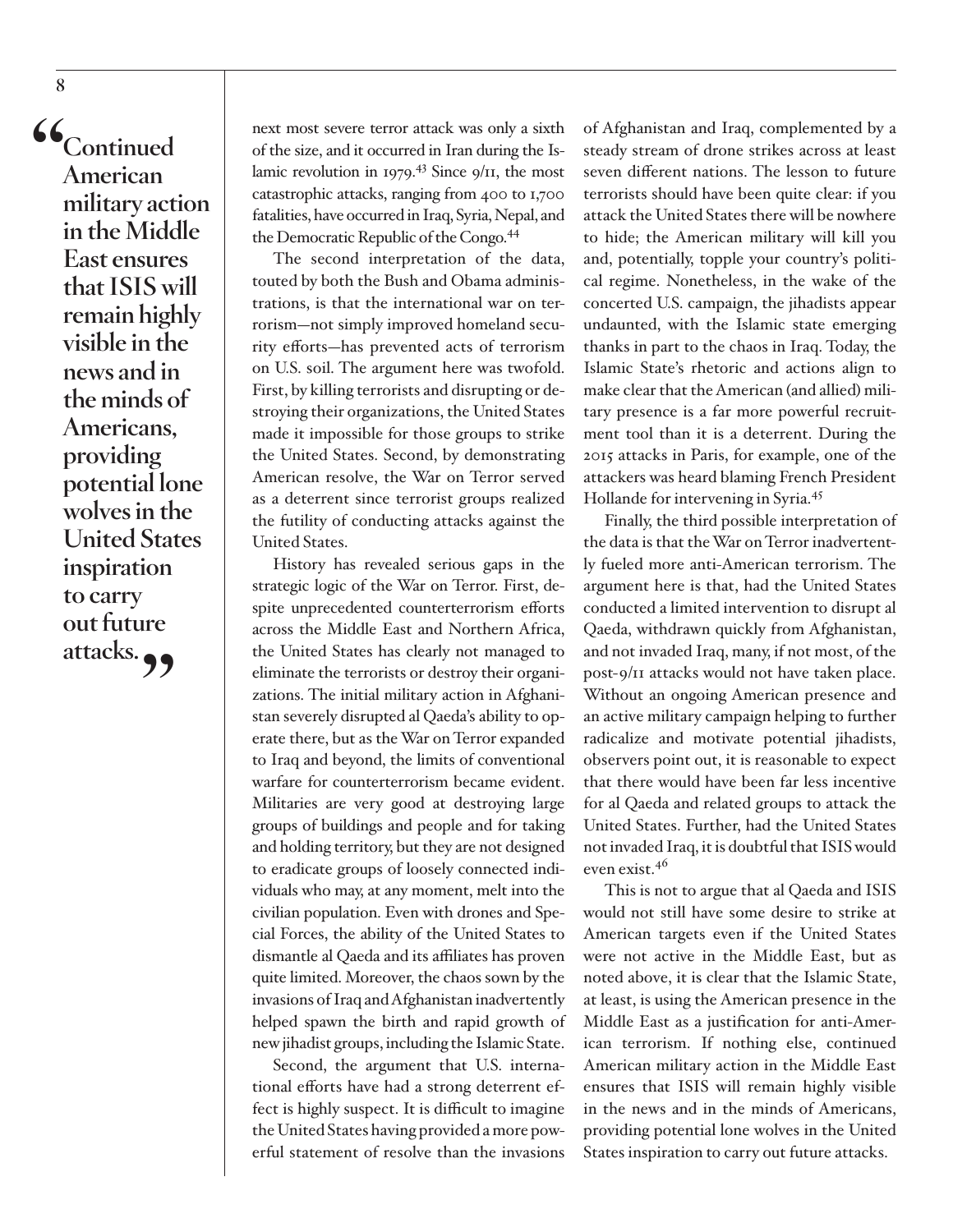> "Continued American military action in the Middle East ensures that ISIS will remain highly visible in the news and in the minds of Americans, providing potential lone wolves in the United States inspiration to carry out future attacks."

next most severe terror attack was only a sixth of the size, and it occurred in Iran during the Islamic revolution in 1979.[43] Since 9/11, the most catastrophic attacks, ranging from 400 to 1,700 fatalities, have occurred in Iraq, Syria, Nepal, and the Democratic Republic of the Congo.[44]

The second interpretation of the data, touted by both the Bush and Obama administrations, is that the international war on terrorism—not simply improved homeland security efforts—has prevented acts of terrorism on U.S. soil. The argument here was twofold. First, by killing terrorists and disrupting or destroying their organizations, the United States made it impossible for those groups to strike the United States. Second, by demonstrating American resolve, the War on Terror served as a deterrent since terrorist groups realized the futility of conducting attacks against the United States.

History has revealed serious gaps in the strategic logic of the War on Terror. First, despite unprecedented counterterrorism efforts across the Middle East and Northern Africa, the United States has clearly not managed to eliminate the terrorists or destroy their organizations. The initial military action in Afghanistan severely disrupted al Qaeda's ability to operate there, but as the War on Terror expanded to Iraq and beyond, the limits of conventional warfare for counterterrorism became evident. Militaries are very good at destroying large groups of buildings and people and for taking and holding territory, but they are not designed to eradicate groups of loosely connected individuals who may, at any moment, melt into the civilian population. Even with drones and Special Forces, the ability of the United States to dismantle al Qaeda and its affiliates has proven quite limited. Moreover, the chaos sown by the invasions of Iraq and Afghanistan inadvertently helped spawn the birth and rapid growth of new jihadist groups, including the Islamic State.

Second, the argument that U.S. international efforts have had a strong deterrent effect is highly suspect. It is difficult to imagine the United States having provided a more powerful statement of resolve than the invasions of Afghanistan and Iraq, complemented by a steady stream of drone strikes across at least seven different nations. The lesson to future terrorists should have been quite clear: if you attack the United States there will be nowhere to hide; the American military will kill you and, potentially, topple your country's political regime. Nonetheless, in the wake of the concerted U.S. campaign, the jihadists appear undaunted, with the Islamic state emerging thanks in part to the chaos in Iraq. Today, the Islamic State's rhetoric and actions align to make clear that the American (and allied) military presence is a far more powerful recruitment tool than it is a deterrent. During the 2015 attacks in Paris, for example, one of the attackers was heard blaming French President Hollande for intervening in Syria.[45]

Finally, the third possible interpretation of the data is that the War on Terror inadvertently fueled more anti-American terrorism. The argument here is that, had the United States conducted a limited intervention to disrupt al Qaeda, withdrawn quickly from Afghanistan, and not invaded Iraq, many, if not most, of the post-9/11 attacks would not have taken place. Without an ongoing American presence and an active military campaign helping to further radicalize and motivate potential jihadists, observers point out, it is reasonable to expect that there would have been far less incentive for al Qaeda and related groups to attack the United States. Further, had the United States not invaded Iraq, it is doubtful that ISIS would even exist.[46]

This is not to argue that al Qaeda and ISIS would not still have some desire to strike at American targets even if the United States were not active in the Middle East, but as noted above, it is clear that the Islamic State, at least, is using the American presence in the Middle East as a justification for anti-American terrorism. If nothing else, continued American military action in the Middle East ensures that ISIS will remain highly visible in the news and in the minds of Americans, providing potential lone wolves in the United States inspiration to carry out future attacks.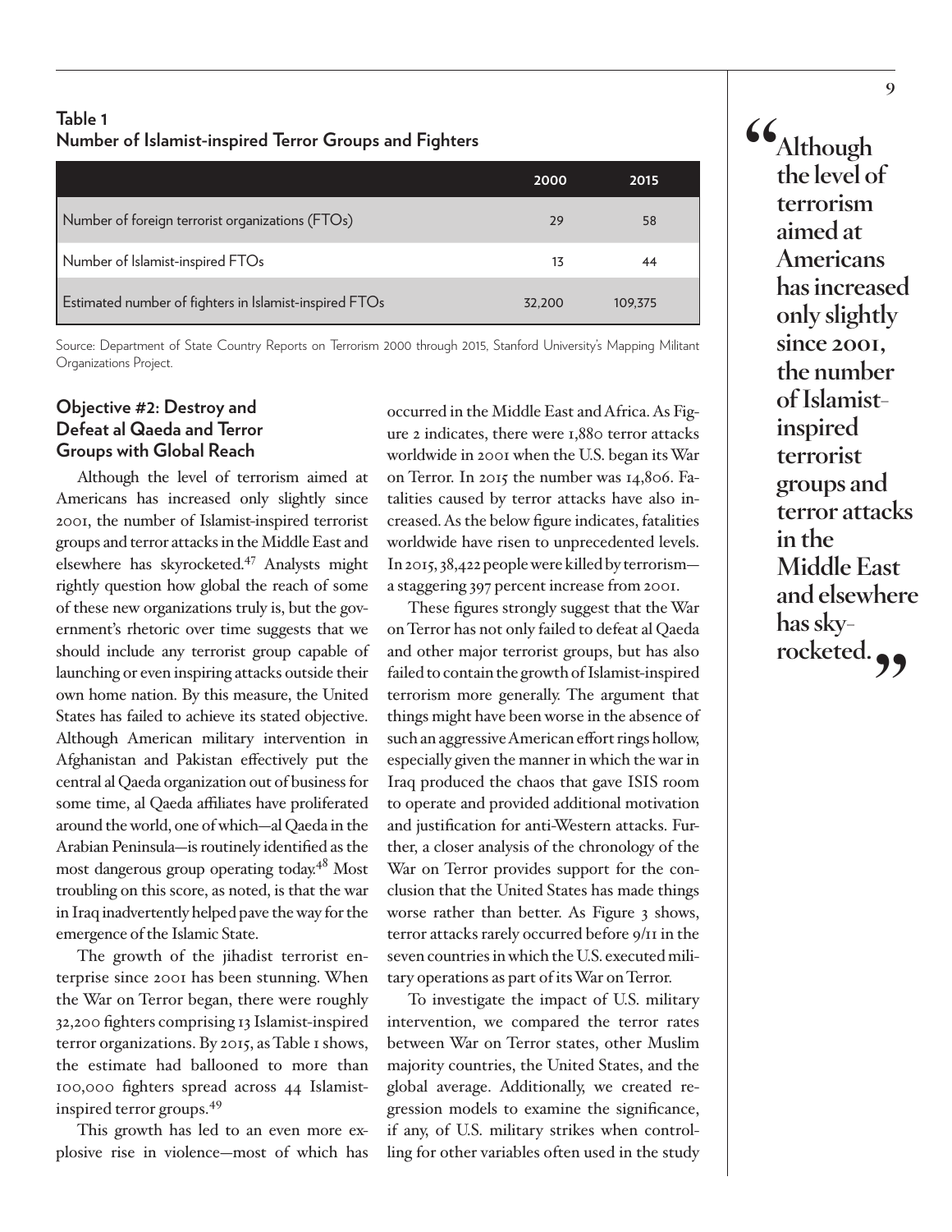**Table 1**
**Number of Islamist-inspired Terror Groups and Fighters**

| | 2000 | 2015 |
|---|---|---|
| Number of foreign terrorist organizations (FTOs) | 29 | 58 |
| Number of Islamist-inspired FTOs | 13 | 44 |
| Estimated number of fighters in Islamist-inspired FTOs | 32,200 | 109,375 |

Source: Department of State Country Reports on Terrorism 2000 through 2015, Stanford University's Mapping Militant Organizations Project.

### Objective #2: Destroy and Defeat al Qaeda and Terror Groups with Global Reach

Although the level of terrorism aimed at Americans has increased only slightly since 2001, the number of Islamist-inspired terrorist groups and terror attacks in the Middle East and elsewhere has skyrocketed.[47] Analysts might rightly question how global the reach of some of these new organizations truly is, but the government's rhetoric over time suggests that we should include any terrorist group capable of launching or even inspiring attacks outside their own home nation. By this measure, the United States has failed to achieve its stated objective. Although American military intervention in Afghanistan and Pakistan effectively put the central al Qaeda organization out of business for some time, al Qaeda affiliates have proliferated around the world, one of which—al Qaeda in the Arabian Peninsula—is routinely identified as the most dangerous group operating today.[48] Most troubling on this score, as noted, is that the war in Iraq inadvertently helped pave the way for the emergence of the Islamic State.

The growth of the jihadist terrorist enterprise since 2001 has been stunning. When the War on Terror began, there were roughly 32,200 fighters comprising 13 Islamist-inspired terror organizations. By 2015, as Table 1 shows, the estimate had ballooned to more than 100,000 fighters spread across 44 Islamist-inspired terror groups.[49]

This growth has led to an even more explosive rise in violence—most of which has occurred in the Middle East and Africa. As Figure 2 indicates, there were 1,880 terror attacks worldwide in 2001 when the U.S. began its War on Terror. In 2015 the number was 14,806. Fatalities caused by terror attacks have also increased. As the below figure indicates, fatalities worldwide have risen to unprecedented levels. In 2015, 38,422 people were killed by terrorism—a staggering 397 percent increase from 2001.

These figures strongly suggest that the War on Terror has not only failed to defeat al Qaeda and other major terrorist groups, but has also failed to contain the growth of Islamist-inspired terrorism more generally. The argument that things might have been worse in the absence of such an aggressive American effort rings hollow, especially given the manner in which the war in Iraq produced the chaos that gave ISIS room to operate and provided additional motivation and justification for anti-Western attacks. Further, a closer analysis of the chronology of the War on Terror provides support for the conclusion that the United States has made things worse rather than better. As Figure 3 shows, terror attacks rarely occurred before 9/11 in the seven countries in which the U.S. executed military operations as part of its War on Terror.

To investigate the impact of U.S. military intervention, we compared the terror rates between War on Terror states, other Muslim majority countries, the United States, and the global average. Additionally, we created regression models to examine the significance, if any, of U.S. military strikes when controlling for other variables often used in the study

> "Although the level of terrorism aimed at Americans has increased only slightly since 2001, the number of Islamist-inspired terrorist groups and terror attacks in the Middle East and elsewhere has skyrocketed."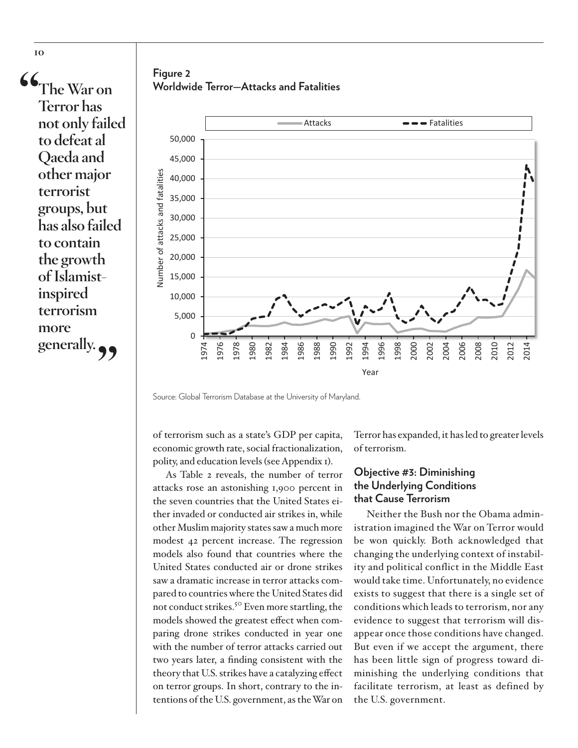> "The War on Terror has not only failed to defeat al Qaeda and other major terrorist groups, but has also failed to contain the growth of Islamist-inspired terrorism more generally."

**Figure 2**
**Worldwide Terror—Attacks and Fatalities**

Source: Global Terrorism Database at the University of Maryland.

of terrorism such as a state's GDP per capita, economic growth rate, social fractionalization, polity, and education levels (see Appendix 1).

As Table 2 reveals, the number of terror attacks rose an astonishing 1,900 percent in the seven countries that the United States either invaded or conducted air strikes in, while other Muslim majority states saw a much more modest 42 percent increase. The regression models also found that countries where the United States conducted air or drone strikes saw a dramatic increase in terror attacks compared to countries where the United States did not conduct strikes.[50] Even more startling, the models showed the greatest effect when comparing drone strikes conducted in year one with the number of terror attacks carried out two years later, a finding consistent with the theory that U.S. strikes have a catalyzing effect on terror groups. In short, contrary to the intentions of the U.S. government, as the War on Terror has expanded, it has led to greater levels of terrorism.

### Objective #3: Diminishing the Underlying Conditions that Cause Terrorism

Neither the Bush nor the Obama administration imagined the War on Terror would be won quickly. Both acknowledged that changing the underlying context of instability and political conflict in the Middle East would take time. Unfortunately, no evidence exists to suggest that there is a single set of conditions which leads to terrorism, nor any evidence to suggest that terrorism will disappear once those conditions have changed. But even if we accept the argument, there has been little sign of progress toward diminishing the underlying conditions that facilitate terrorism, at least as defined by the U.S. government.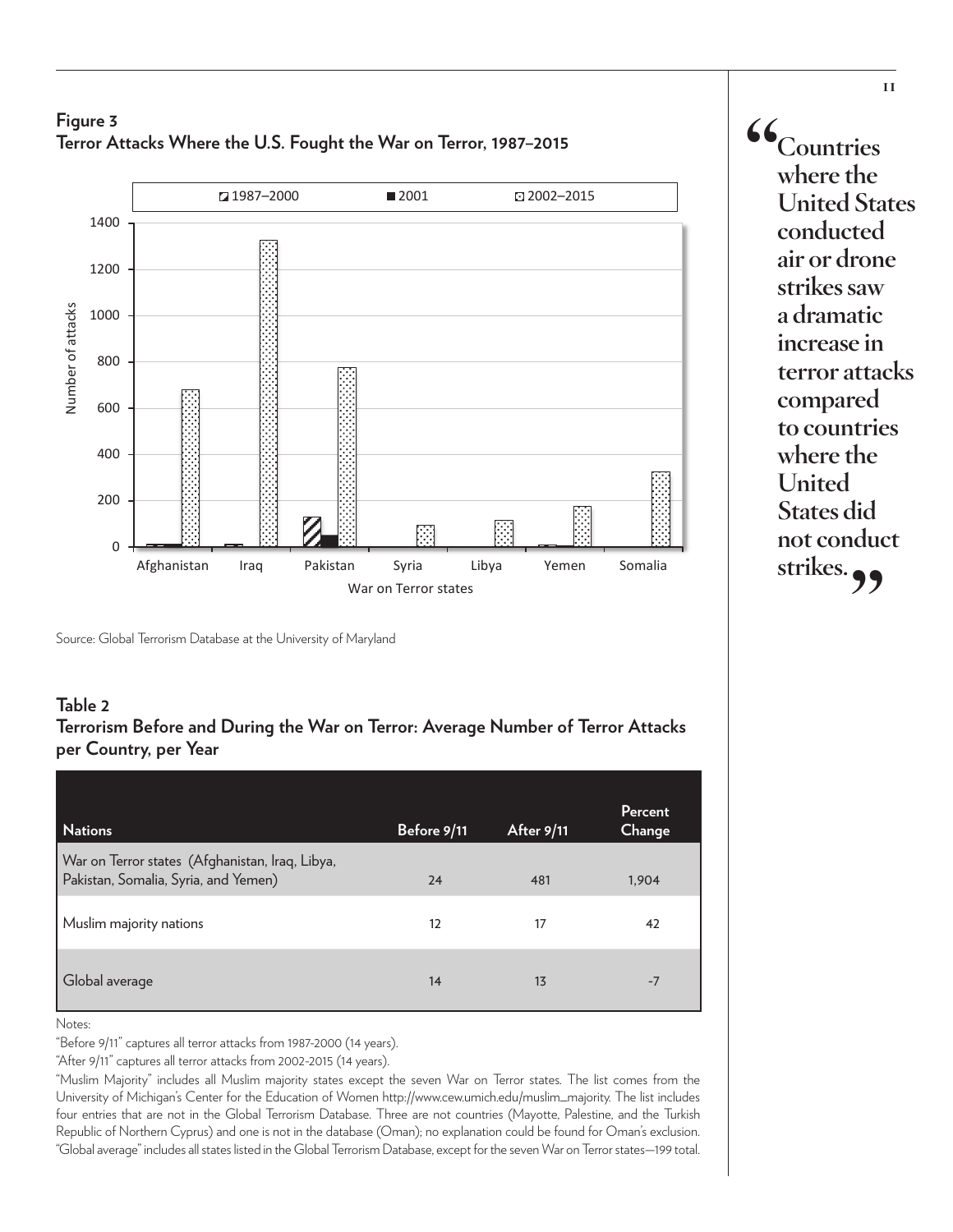**Figure 3**
**Terror Attacks Where the U.S. Fought the War on Terror, 1987–2015**

Source: Global Terrorism Database at the University of Maryland

> **“Countries where the United States conducted air or drone strikes saw a dramatic increase in terror attacks compared to countries where the United States did not conduct strikes.”**

**Table 2**
**Terrorism Before and During the War on Terror: Average Number of Terror Attacks per Country, per Year**

| Nations | Before 9/11 | After 9/11 | Percent Change |
|---|---|---|---|
| War on Terror states (Afghanistan, Iraq, Libya, Pakistan, Somalia, Syria, and Yemen) | 24 | 481 | 1,904 |
| Muslim majority nations | 12 | 17 | 42 |
| Global average | 14 | 13 | -7 |

Notes:

“Before 9/11” captures all terror attacks from 1987-2000 (14 years).

“After 9/11” captures all terror attacks from 2002-2015 (14 years).

“Muslim Majority” includes all Muslim majority states except the seven War on Terror states. The list comes from the University of Michigan’s Center for the Education of Women http://www.cew.umich.edu/muslim_majority. The list includes four entries that are not in the Global Terrorism Database. Three are not countries (Mayotte, Palestine, and the Turkish Republic of Northern Cyprus) and one is not in the database (Oman); no explanation could be found for Oman’s exclusion. “Global average” includes all states listed in the Global Terrorism Database, except for the seven War on Terror states—199 total.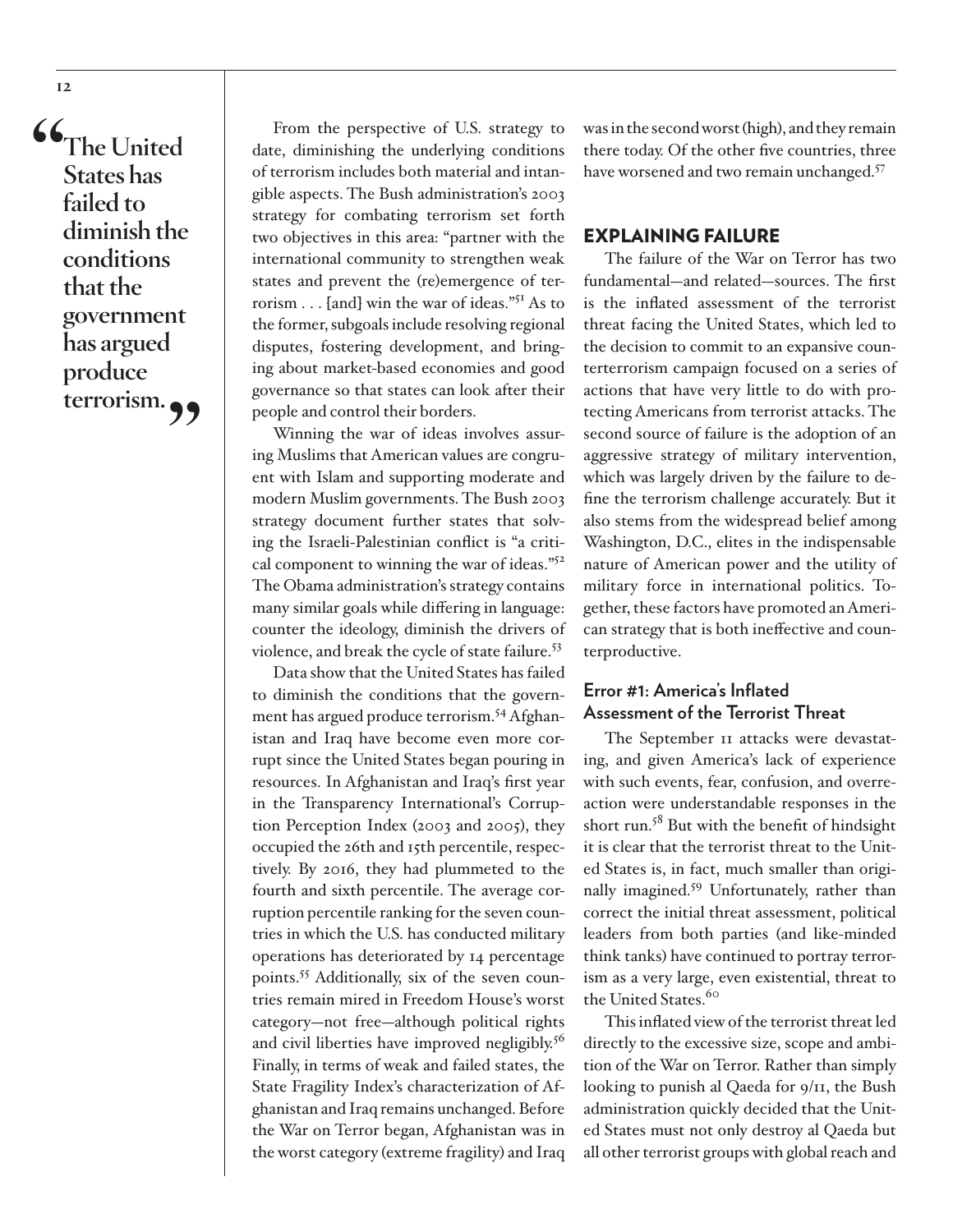> "The United States has failed to diminish the conditions that the government has argued produce terrorism."

From the perspective of U.S. strategy to date, diminishing the underlying conditions of terrorism includes both material and intangible aspects. The Bush administration's 2003 strategy for combating terrorism set forth two objectives in this area: "partner with the international community to strengthen weak states and prevent the (re)emergence of terrorism . . . [and] win the war of ideas."[51] As to the former, subgoals include resolving regional disputes, fostering development, and bringing about market-based economies and good governance so that states can look after their people and control their borders.

Winning the war of ideas involves assuring Muslims that American values are congruent with Islam and supporting moderate and modern Muslim governments. The Bush 2003 strategy document further states that solving the Israeli-Palestinian conflict is "a critical component to winning the war of ideas."[52] The Obama administration's strategy contains many similar goals while differing in language: counter the ideology, diminish the drivers of violence, and break the cycle of state failure.[53]

Data show that the United States has failed to diminish the conditions that the government has argued produce terrorism.[54] Afghanistan and Iraq have become even more corrupt since the United States began pouring in resources. In Afghanistan and Iraq's first year in the Transparency International's Corruption Perception Index (2003 and 2005), they occupied the 26th and 15th percentile, respectively. By 2016, they had plummeted to the fourth and sixth percentile. The average corruption percentile ranking for the seven countries in which the U.S. has conducted military operations has deteriorated by 14 percentage points.[55] Additionally, six of the seven countries remain mired in Freedom House's worst category—not free—although political rights and civil liberties have improved negligibly.[56] Finally, in terms of weak and failed states, the State Fragility Index's characterization of Afghanistan and Iraq remains unchanged. Before the War on Terror began, Afghanistan was in the worst category (extreme fragility) and Iraq was in the second worst (high), and they remain there today. Of the other five countries, three have worsened and two remain unchanged.[57]

## EXPLAINING FAILURE

The failure of the War on Terror has two fundamental—and related—sources. The first is the inflated assessment of the terrorist threat facing the United States, which led to the decision to commit to an expansive counterterrorism campaign focused on a series of actions that have very little to do with protecting Americans from terrorist attacks. The second source of failure is the adoption of an aggressive strategy of military intervention, which was largely driven by the failure to define the terrorism challenge accurately. But it also stems from the widespread belief among Washington, D.C., elites in the indispensable nature of American power and the utility of military force in international politics. Together, these factors have promoted an American strategy that is both ineffective and counterproductive.

### Error #1: America's Inflated Assessment of the Terrorist Threat

The September 11 attacks were devastating, and given America's lack of experience with such events, fear, confusion, and overreaction were understandable responses in the short run.[58] But with the benefit of hindsight it is clear that the terrorist threat to the United States is, in fact, much smaller than originally imagined.[59] Unfortunately, rather than correct the initial threat assessment, political leaders from both parties (and like-minded think tanks) have continued to portray terrorism as a very large, even existential, threat to the United States.[60]

This inflated view of the terrorist threat led directly to the excessive size, scope and ambition of the War on Terror. Rather than simply looking to punish al Qaeda for 9/11, the Bush administration quickly decided that the United States must not only destroy al Qaeda but all other terrorist groups with global reach and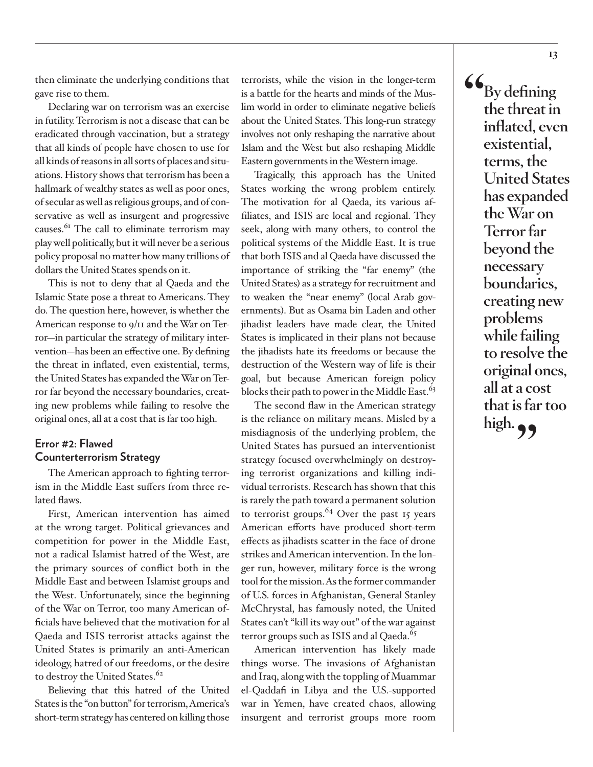then eliminate the underlying conditions that gave rise to them.

Declaring war on terrorism was an exercise in futility. Terrorism is not a disease that can be eradicated through vaccination, but a strategy that all kinds of people have chosen to use for all kinds of reasons in all sorts of places and situations. History shows that terrorism has been a hallmark of wealthy states as well as poor ones, of secular as well as religious groups, and of conservative as well as insurgent and progressive causes.[61] The call to eliminate terrorism may play well politically, but it will never be a serious policy proposal no matter how many trillions of dollars the United States spends on it.

This is not to deny that al Qaeda and the Islamic State pose a threat to Americans. They do. The question here, however, is whether the American response to 9/11 and the War on Terror—in particular the strategy of military intervention—has been an effective one. By defining the threat in inflated, even existential, terms, the United States has expanded the War on Terror far beyond the necessary boundaries, creating new problems while failing to resolve the original ones, all at a cost that is far too high.

## Error #2: Flawed Counterterrorism Strategy

The American approach to fighting terrorism in the Middle East suffers from three related flaws.

First, American intervention has aimed at the wrong target. Political grievances and competition for power in the Middle East, not a radical Islamist hatred of the West, are the primary sources of conflict both in the Middle East and between Islamist groups and the West. Unfortunately, since the beginning of the War on Terror, too many American officials have believed that the motivation for al Qaeda and ISIS terrorist attacks against the United States is primarily an anti-American ideology, hatred of our freedoms, or the desire to destroy the United States.[62]

Believing that this hatred of the United States is the "on button" for terrorism, America's short-term strategy has centered on killing those terrorists, while the vision in the longer-term is a battle for the hearts and minds of the Muslim world in order to eliminate negative beliefs about the United States. This long-run strategy involves not only reshaping the narrative about Islam and the West but also reshaping Middle Eastern governments in the Western image.

Tragically, this approach has the United States working the wrong problem entirely. The motivation for al Qaeda, its various affiliates, and ISIS are local and regional. They seek, along with many others, to control the political systems of the Middle East. It is true that both ISIS and al Qaeda have discussed the importance of striking the "far enemy" (the United States) as a strategy for recruitment and to weaken the "near enemy" (local Arab governments). But as Osama bin Laden and other jihadist leaders have made clear, the United States is implicated in their plans not because the jihadists hate its freedoms or because the destruction of the Western way of life is their goal, but because American foreign policy blocks their path to power in the Middle East.[63]

The second flaw in the American strategy is the reliance on military means. Misled by a misdiagnosis of the underlying problem, the United States has pursued an interventionist strategy focused overwhelmingly on destroying terrorist organizations and killing individual terrorists. Research has shown that this is rarely the path toward a permanent solution to terrorist groups.[64] Over the past 15 years American efforts have produced short-term effects as jihadists scatter in the face of drone strikes and American intervention. In the longer run, however, military force is the wrong tool for the mission. As the former commander of U.S. forces in Afghanistan, General Stanley McChrystal, has famously noted, the United States can't "kill its way out" of the war against terror groups such as ISIS and al Qaeda.[65]

American intervention has likely made things worse. The invasions of Afghanistan and Iraq, along with the toppling of Muammar el-Qaddafi in Libya and the U.S.-supported war in Yemen, have created chaos, allowing insurgent and terrorist groups more room

> **"By defining the threat in inflated, even existential, terms, the United States has expanded the War on Terror far beyond the necessary boundaries, creating new problems while failing to resolve the original ones, all at a cost that is far too high."**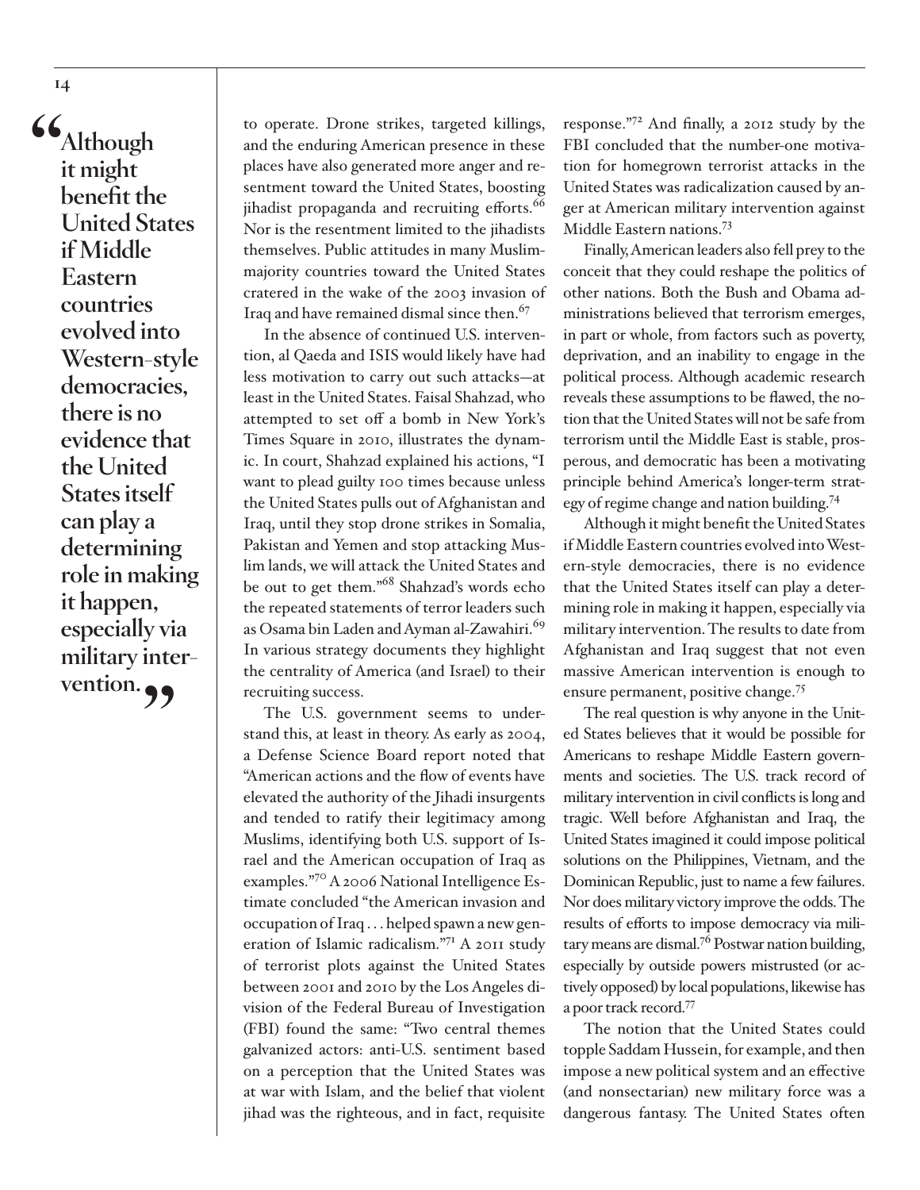> "Although it might benefit the United States if Middle Eastern countries evolved into Western-style democracies, there is no evidence that the United States itself can play a determining role in making it happen, especially via military intervention."

to operate. Drone strikes, targeted killings, and the enduring American presence in these places have also generated more anger and resentment toward the United States, boosting jihadist propaganda and recruiting efforts.[66] Nor is the resentment limited to the jihadists themselves. Public attitudes in many Muslim-majority countries toward the United States cratered in the wake of the 2003 invasion of Iraq and have remained dismal since then.[67]

In the absence of continued U.S. intervention, al Qaeda and ISIS would likely have had less motivation to carry out such attacks—at least in the United States. Faisal Shahzad, who attempted to set off a bomb in New York's Times Square in 2010, illustrates the dynamic. In court, Shahzad explained his actions, "I want to plead guilty 100 times because unless the United States pulls out of Afghanistan and Iraq, until they stop drone strikes in Somalia, Pakistan and Yemen and stop attacking Muslim lands, we will attack the United States and be out to get them."[68] Shahzad's words echo the repeated statements of terror leaders such as Osama bin Laden and Ayman al-Zawahiri.[69] In various strategy documents they highlight the centrality of America (and Israel) to their recruiting success.

The U.S. government seems to understand this, at least in theory. As early as 2004, a Defense Science Board report noted that "American actions and the flow of events have elevated the authority of the Jihadi insurgents and tended to ratify their legitimacy among Muslims, identifying both U.S. support of Israel and the American occupation of Iraq as examples."[70] A 2006 National Intelligence Estimate concluded "the American invasion and occupation of Iraq . . . helped spawn a new generation of Islamic radicalism."[71] A 2011 study of terrorist plots against the United States between 2001 and 2010 by the Los Angeles division of the Federal Bureau of Investigation (FBI) found the same: "Two central themes galvanized actors: anti-U.S. sentiment based on a perception that the United States was at war with Islam, and the belief that violent jihad was the righteous, and in fact, requisite response."[72] And finally, a 2012 study by the FBI concluded that the number-one motivation for homegrown terrorist attacks in the United States was radicalization caused by anger at American military intervention against Middle Eastern nations.[73]

Finally, American leaders also fell prey to the conceit that they could reshape the politics of other nations. Both the Bush and Obama administrations believed that terrorism emerges, in part or whole, from factors such as poverty, deprivation, and an inability to engage in the political process. Although academic research reveals these assumptions to be flawed, the notion that the United States will not be safe from terrorism until the Middle East is stable, prosperous, and democratic has been a motivating principle behind America's longer-term strategy of regime change and nation building.[74]

Although it might benefit the United States if Middle Eastern countries evolved into Western-style democracies, there is no evidence that the United States itself can play a determining role in making it happen, especially via military intervention. The results to date from Afghanistan and Iraq suggest that not even massive American intervention is enough to ensure permanent, positive change.[75]

The real question is why anyone in the United States believes that it would be possible for Americans to reshape Middle Eastern governments and societies. The U.S. track record of military intervention in civil conflicts is long and tragic. Well before Afghanistan and Iraq, the United States imagined it could impose political solutions on the Philippines, Vietnam, and the Dominican Republic, just to name a few failures. Nor does military victory improve the odds. The results of efforts to impose democracy via military means are dismal.[76] Postwar nation building, especially by outside powers mistrusted (or actively opposed) by local populations, likewise has a poor track record.[77]

The notion that the United States could topple Saddam Hussein, for example, and then impose a new political system and an effective (and nonsectarian) new military force was a dangerous fantasy. The United States often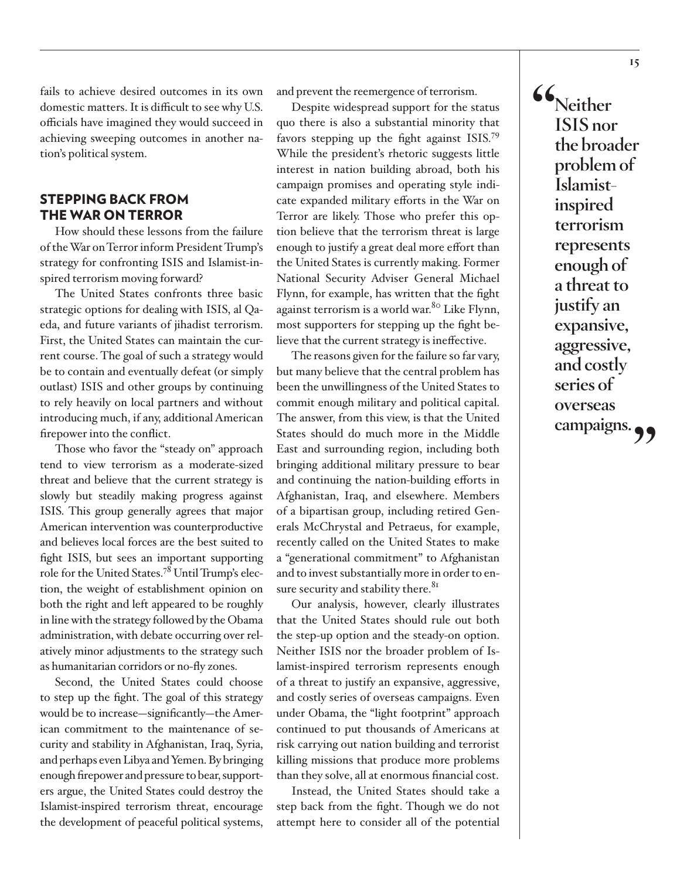fails to achieve desired outcomes in its own domestic matters. It is difficult to see why U.S. officials have imagined they would succeed in achieving sweeping outcomes in another nation's political system.

## STEPPING BACK FROM THE WAR ON TERROR

How should these lessons from the failure of the War on Terror inform President Trump's strategy for confronting ISIS and Islamist-inspired terrorism moving forward?

The United States confronts three basic strategic options for dealing with ISIS, al Qaeda, and future variants of jihadist terrorism. First, the United States can maintain the current course. The goal of such a strategy would be to contain and eventually defeat (or simply outlast) ISIS and other groups by continuing to rely heavily on local partners and without introducing much, if any, additional American firepower into the conflict.

Those who favor the "steady on" approach tend to view terrorism as a moderate-sized threat and believe that the current strategy is slowly but steadily making progress against ISIS. This group generally agrees that major American intervention was counterproductive and believes local forces are the best suited to fight ISIS, but sees an important supporting role for the United States.[78] Until Trump's election, the weight of establishment opinion on both the right and left appeared to be roughly in line with the strategy followed by the Obama administration, with debate occurring over relatively minor adjustments to the strategy such as humanitarian corridors or no-fly zones.

Second, the United States could choose to step up the fight. The goal of this strategy would be to increase—significantly—the American commitment to the maintenance of security and stability in Afghanistan, Iraq, Syria, and perhaps even Libya and Yemen. By bringing enough firepower and pressure to bear, supporters argue, the United States could destroy the Islamist-inspired terrorism threat, encourage the development of peaceful political systems, and prevent the reemergence of terrorism.

Despite widespread support for the status quo there is also a substantial minority that favors stepping up the fight against ISIS.[79] While the president's rhetoric suggests little interest in nation building abroad, both his campaign promises and operating style indicate expanded military efforts in the War on Terror are likely. Those who prefer this option believe that the terrorism threat is large enough to justify a great deal more effort than the United States is currently making. Former National Security Adviser General Michael Flynn, for example, has written that the fight against terrorism is a world war.[80] Like Flynn, most supporters for stepping up the fight believe that the current strategy is ineffective.

The reasons given for the failure so far vary, but many believe that the central problem has been the unwillingness of the United States to commit enough military and political capital. The answer, from this view, is that the United States should do much more in the Middle East and surrounding region, including both bringing additional military pressure to bear and continuing the nation-building efforts in Afghanistan, Iraq, and elsewhere. Members of a bipartisan group, including retired Generals McChrystal and Petraeus, for example, recently called on the United States to make a "generational commitment" to Afghanistan and to invest substantially more in order to ensure security and stability there.[81]

Our analysis, however, clearly illustrates that the United States should rule out both the step-up option and the steady-on option. Neither ISIS nor the broader problem of Islamist-inspired terrorism represents enough of a threat to justify an expansive, aggressive, and costly series of overseas campaigns. Even under Obama, the "light footprint" approach continued to put thousands of Americans at risk carrying out nation building and terrorist killing missions that produce more problems than they solve, all at enormous financial cost.

Instead, the United States should take a step back from the fight. Though we do not attempt here to consider all of the potential

> **"Neither ISIS nor the broader problem of Islamist-inspired terrorism represents enough of a threat to justify an expansive, aggressive, and costly series of overseas campaigns."**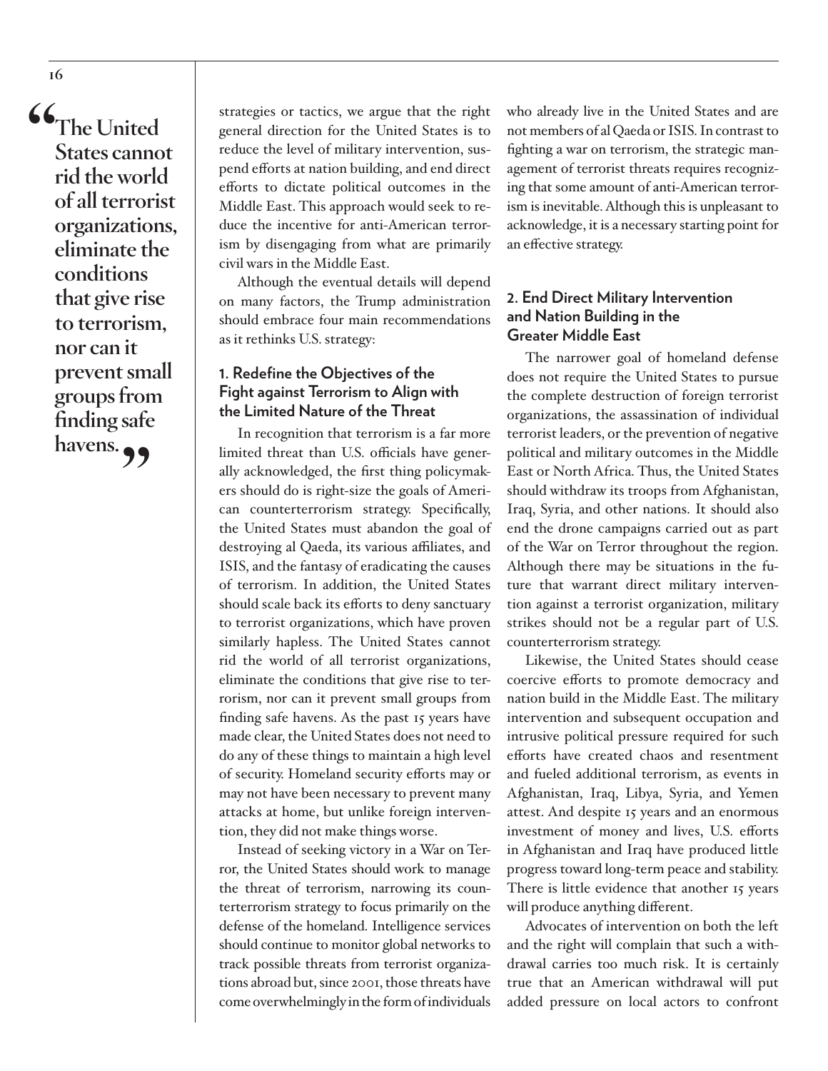> "The United States cannot rid the world of all terrorist organizations, eliminate the conditions that give rise to terrorism, nor can it prevent small groups from finding safe havens."

strategies or tactics, we argue that the right general direction for the United States is to reduce the level of military intervention, suspend efforts at nation building, and end direct efforts to dictate political outcomes in the Middle East. This approach would seek to reduce the incentive for anti-American terrorism by disengaging from what are primarily civil wars in the Middle East.

Although the eventual details will depend on many factors, the Trump administration should embrace four main recommendations as it rethinks U.S. strategy:

### 1. Redefine the Objectives of the Fight against Terrorism to Align with the Limited Nature of the Threat

In recognition that terrorism is a far more limited threat than U.S. officials have generally acknowledged, the first thing policymakers should do is right-size the goals of American counterterrorism strategy. Specifically, the United States must abandon the goal of destroying al Qaeda, its various affiliates, and ISIS, and the fantasy of eradicating the causes of terrorism. In addition, the United States should scale back its efforts to deny sanctuary to terrorist organizations, which have proven similarly hapless. The United States cannot rid the world of all terrorist organizations, eliminate the conditions that give rise to terrorism, nor can it prevent small groups from finding safe havens. As the past 15 years have made clear, the United States does not need to do any of these things to maintain a high level of security. Homeland security efforts may or may not have been necessary to prevent many attacks at home, but unlike foreign intervention, they did not make things worse.

Instead of seeking victory in a War on Terror, the United States should work to manage the threat of terrorism, narrowing its counterterrorism strategy to focus primarily on the defense of the homeland. Intelligence services should continue to monitor global networks to track possible threats from terrorist organizations abroad but, since 2001, those threats have come overwhelmingly in the form of individuals who already live in the United States and are not members of al Qaeda or ISIS. In contrast to fighting a war on terrorism, the strategic management of terrorist threats requires recognizing that some amount of anti-American terrorism is inevitable. Although this is unpleasant to acknowledge, it is a necessary starting point for an effective strategy.

### 2. End Direct Military Intervention and Nation Building in the Greater Middle East

The narrower goal of homeland defense does not require the United States to pursue the complete destruction of foreign terrorist organizations, the assassination of individual terrorist leaders, or the prevention of negative political and military outcomes in the Middle East or North Africa. Thus, the United States should withdraw its troops from Afghanistan, Iraq, Syria, and other nations. It should also end the drone campaigns carried out as part of the War on Terror throughout the region. Although there may be situations in the future that warrant direct military intervention against a terrorist organization, military strikes should not be a regular part of U.S. counterterrorism strategy.

Likewise, the United States should cease coercive efforts to promote democracy and nation build in the Middle East. The military intervention and subsequent occupation and intrusive political pressure required for such efforts have created chaos and resentment and fueled additional terrorism, as events in Afghanistan, Iraq, Libya, Syria, and Yemen attest. And despite 15 years and an enormous investment of money and lives, U.S. efforts in Afghanistan and Iraq have produced little progress toward long-term peace and stability. There is little evidence that another 15 years will produce anything different.

Advocates of intervention on both the left and the right will complain that such a withdrawal carries too much risk. It is certainly true that an American withdrawal will put added pressure on local actors to confront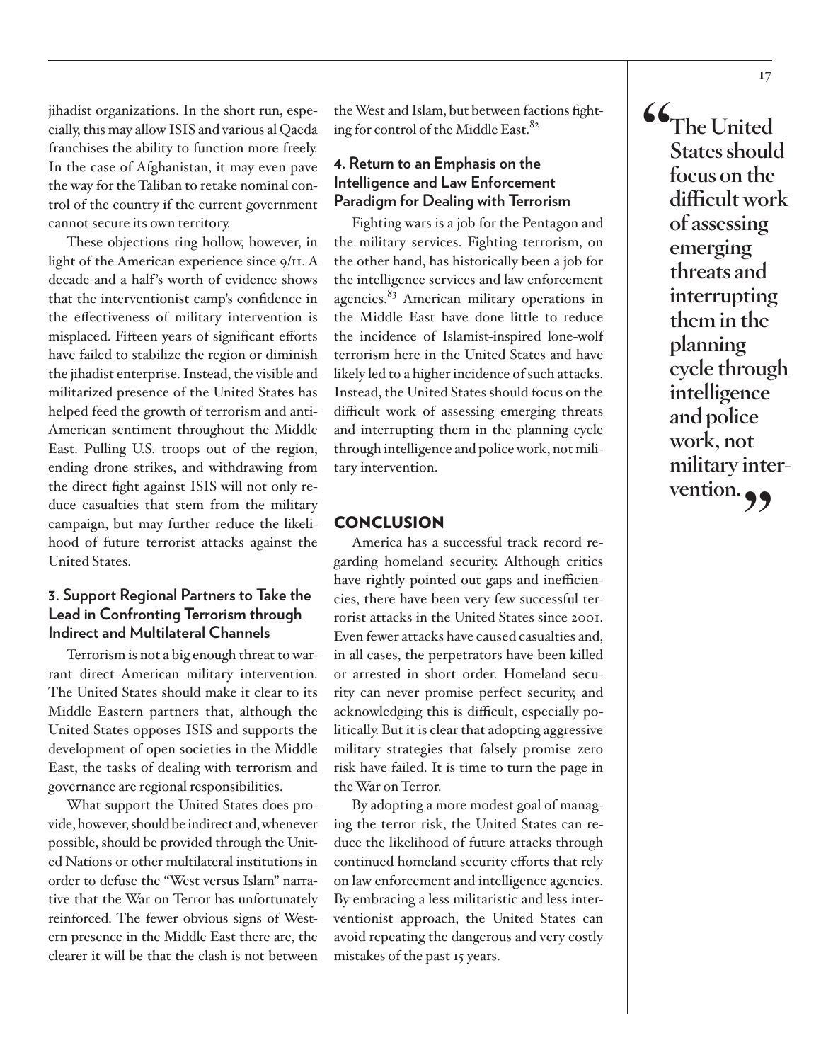jihadist organizations. In the short run, especially, this may allow ISIS and various al Qaeda franchises the ability to function more freely. In the case of Afghanistan, it may even pave the way for the Taliban to retake nominal control of the country if the current government cannot secure its own territory.

These objections ring hollow, however, in light of the American experience since 9/11. A decade and a half's worth of evidence shows that the interventionist camp's confidence in the effectiveness of military intervention is misplaced. Fifteen years of significant efforts have failed to stabilize the region or diminish the jihadist enterprise. Instead, the visible and militarized presence of the United States has helped feed the growth of terrorism and anti-American sentiment throughout the Middle East. Pulling U.S. troops out of the region, ending drone strikes, and withdrawing from the direct fight against ISIS will not only reduce casualties that stem from the military campaign, but may further reduce the likelihood of future terrorist attacks against the United States.

### 3. Support Regional Partners to Take the Lead in Confronting Terrorism through Indirect and Multilateral Channels

Terrorism is not a big enough threat to warrant direct American military intervention. The United States should make it clear to its Middle Eastern partners that, although the United States opposes ISIS and supports the development of open societies in the Middle East, the tasks of dealing with terrorism and governance are regional responsibilities.

What support the United States does provide, however, should be indirect and, whenever possible, should be provided through the United Nations or other multilateral institutions in order to defuse the "West versus Islam" narrative that the War on Terror has unfortunately reinforced. The fewer obvious signs of Western presence in the Middle East there are, the clearer it will be that the clash is not between the West and Islam, but between factions fighting for control of the Middle East.[82]

### 4. Return to an Emphasis on the Intelligence and Law Enforcement Paradigm for Dealing with Terrorism

Fighting wars is a job for the Pentagon and the military services. Fighting terrorism, on the other hand, has historically been a job for the intelligence services and law enforcement agencies.[83] American military operations in the Middle East have done little to reduce the incidence of Islamist-inspired lone-wolf terrorism here in the United States and have likely led to a higher incidence of such attacks. Instead, the United States should focus on the difficult work of assessing emerging threats and interrupting them in the planning cycle through intelligence and police work, not military intervention.

## CONCLUSION

America has a successful track record regarding homeland security. Although critics have rightly pointed out gaps and inefficiencies, there have been very few successful terrorist attacks in the United States since 2001. Even fewer attacks have caused casualties and, in all cases, the perpetrators have been killed or arrested in short order. Homeland security can never promise perfect security, and acknowledging this is difficult, especially politically. But it is clear that adopting aggressive military strategies that falsely promise zero risk have failed. It is time to turn the page in the War on Terror.

By adopting a more modest goal of managing the terror risk, the United States can reduce the likelihood of future attacks through continued homeland security efforts that rely on law enforcement and intelligence agencies. By embracing a less militaristic and less interventionist approach, the United States can avoid repeating the dangerous and very costly mistakes of the past 15 years.

> **"The United States should focus on the difficult work of assessing emerging threats and interrupting them in the planning cycle through intelligence and police work, not military intervention."**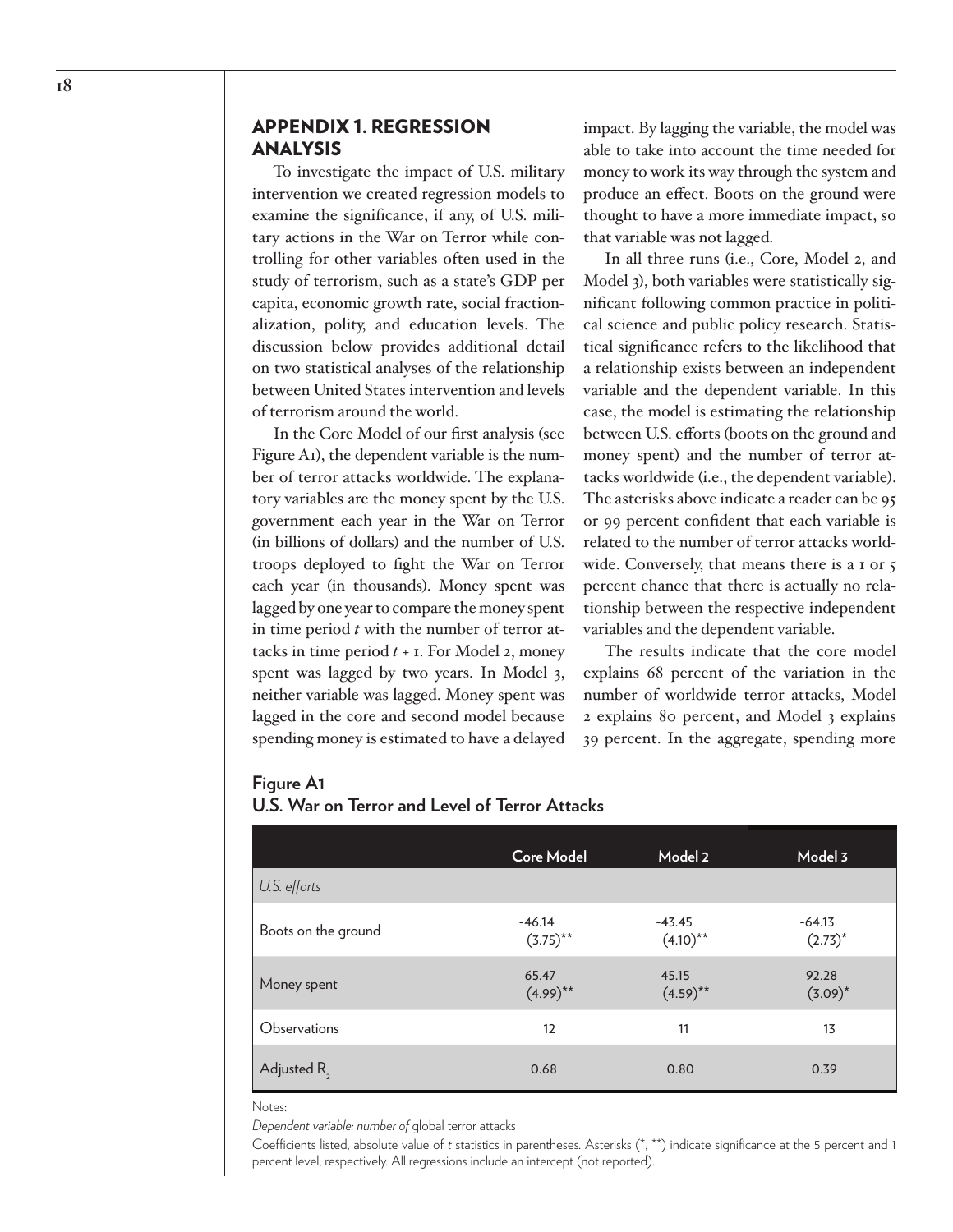## APPENDIX 1. REGRESSION ANALYSIS

To investigate the impact of U.S. military intervention we created regression models to examine the significance, if any, of U.S. military actions in the War on Terror while controlling for other variables often used in the study of terrorism, such as a state's GDP per capita, economic growth rate, social fractionalization, polity, and education levels. The discussion below provides additional detail on two statistical analyses of the relationship between United States intervention and levels of terrorism around the world.

In the Core Model of our first analysis (see Figure A1), the dependent variable is the number of terror attacks worldwide. The explanatory variables are the money spent by the U.S. government each year in the War on Terror (in billions of dollars) and the number of U.S. troops deployed to fight the War on Terror each year (in thousands). Money spent was lagged by one year to compare the money spent in time period $t$ with the number of terror attacks in time period $t + 1$. For Model 2, money spent was lagged by two years. In Model 3, neither variable was lagged. Money spent was lagged in the core and second model because spending money is estimated to have a delayed impact. By lagging the variable, the model was able to take into account the time needed for money to work its way through the system and produce an effect. Boots on the ground were thought to have a more immediate impact, so that variable was not lagged.

In all three runs (i.e., Core, Model 2, and Model 3), both variables were statistically significant following common practice in political science and public policy research. Statistical significance refers to the likelihood that a relationship exists between an independent variable and the dependent variable. In this case, the model is estimating the relationship between U.S. efforts (boots on the ground and money spent) and the number of terror attacks worldwide (i.e., the dependent variable). The asterisks above indicate a reader can be 95 or 99 percent confident that each variable is related to the number of terror attacks worldwide. Conversely, that means there is a 1 or 5 percent chance that there is actually no relationship between the respective independent variables and the dependent variable.

The results indicate that the core model explains 68 percent of the variation in the number of worldwide terror attacks, Model 2 explains 80 percent, and Model 3 explains 39 percent. In the aggregate, spending more

**Figure A1**
**U.S. War on Terror and Level of Terror Attacks**

| | Core Model | Model 2 | Model 3 |
|---|---|---|---|
| *U.S. efforts* | | | |
| Boots on the ground | -46.14 (3.75)** | -43.45 (4.10)** | -64.13 (2.73)* |
| Money spent | 65.47 (4.99)** | 45.15 (4.59)** | 92.28 (3.09)* |
| Observations | 12 | 11 | 13 |
| Adjusted $R_2$ | 0.68 | 0.80 | 0.39 |

Notes:

*Dependent variable: number of* global terror attacks

Coefficients listed, absolute value of *t* statistics in parentheses. Asterisks (*, **) indicate significance at the 5 percent and 1 percent level, respectively. All regressions include an intercept (not reported).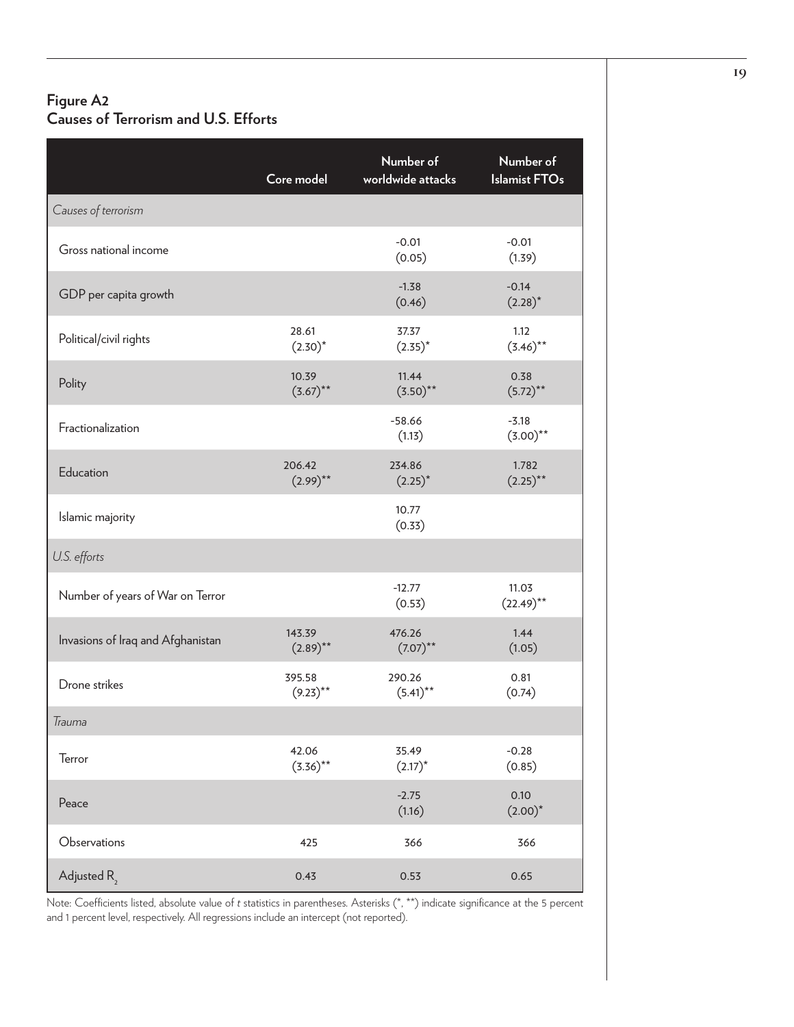## Figure A2
## Causes of Terrorism and U.S. Efforts

| | Core model | Number of worldwide attacks | Number of Islamist FTOs |
|---|---|---|---|
| *Causes of terrorism* | | | |
| Gross national income | | -0.01 (0.05) | -0.01 (1.39) |
| GDP per capita growth | | -1.38 (0.46) | -0.14 (2.28)* |
| Political/civil rights | 28.61 (2.30)* | 37.37 (2.35)* | 1.12 (3.46)** |
| Polity | 10.39 (3.67)** | 11.44 (3.50)** | 0.38 (5.72)** |
| Fractionalization | | -58.66 (1.13) | -3.18 (3.00)** |
| Education | 206.42 (2.99)** | 234.86 (2.25)* | 1.782 (2.25)** |
| Islamic majority | | 10.77 (0.33) | |
| *U.S. efforts* | | | |
| Number of years of War on Terror | | -12.77 (0.53) | 11.03 (22.49)** |
| Invasions of Iraq and Afghanistan | 143.39 (2.89)** | 476.26 (7.07)** | 1.44 (1.05) |
| Drone strikes | 395.58 (9.23)** | 290.26 (5.41)** | 0.81 (0.74) |
| *Trauma* | | | |
| Terror | 42.06 (3.36)** | 35.49 (2.17)* | -0.28 (0.85) |
| Peace | | -2.75 (1.16) | 0.10 (2.00)* |
| Observations | 425 | 366 | 366 |
| Adjusted $R_2$ | 0.43 | 0.53 | 0.65 |

Note: Coefficients listed, absolute value of *t* statistics in parentheses. Asterisks (*, **) indicate significance at the 5 percent and 1 percent level, respectively. All regressions include an intercept (not reported).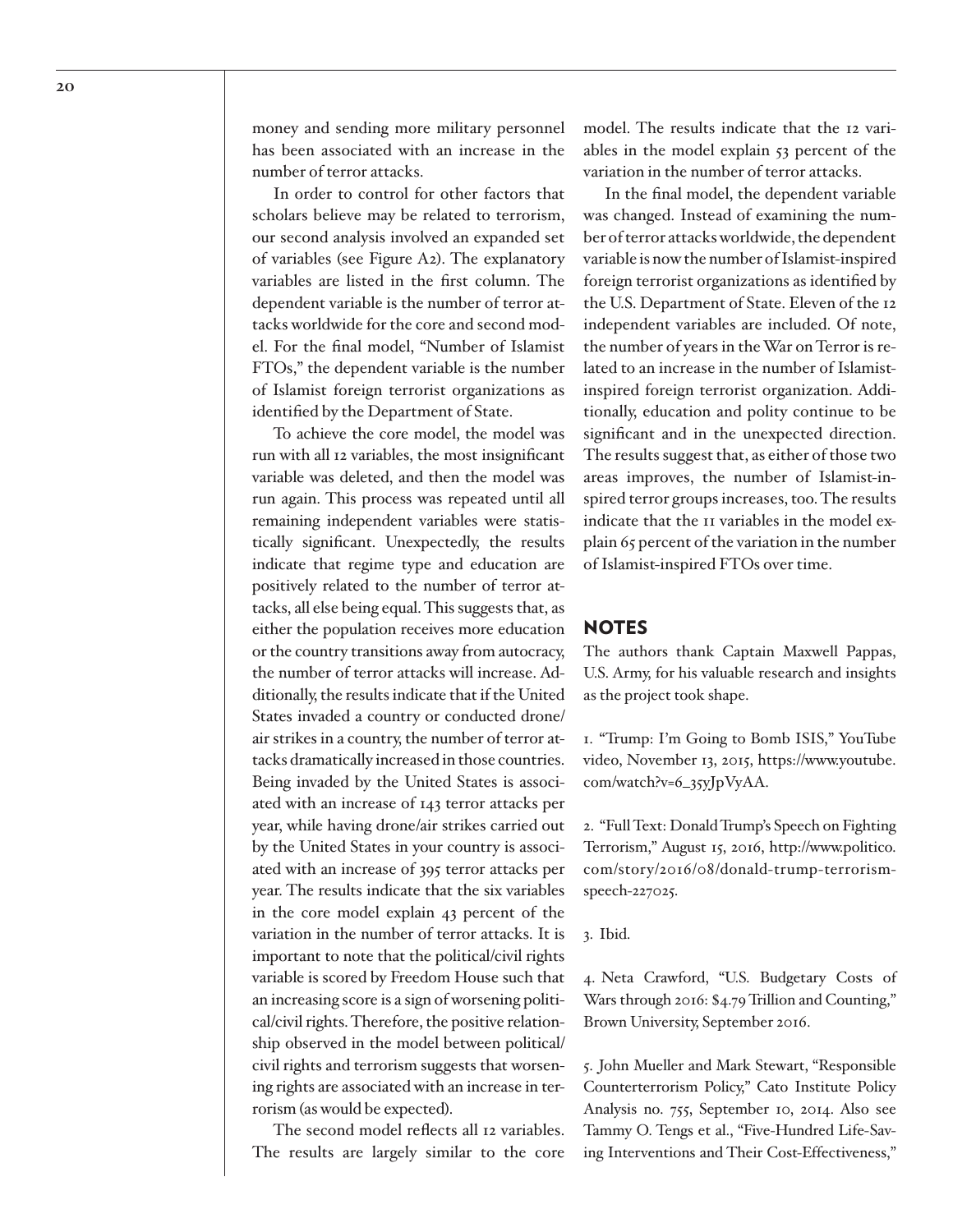money and sending more military personnel has been associated with an increase in the number of terror attacks.

In order to control for other factors that scholars believe may be related to terrorism, our second analysis involved an expanded set of variables (see Figure A2). The explanatory variables are listed in the first column. The dependent variable is the number of terror attacks worldwide for the core and second model. For the final model, "Number of Islamist FTOs," the dependent variable is the number of Islamist foreign terrorist organizations as identified by the Department of State.

To achieve the core model, the model was run with all 12 variables, the most insignificant variable was deleted, and then the model was run again. This process was repeated until all remaining independent variables were statistically significant. Unexpectedly, the results indicate that regime type and education are positively related to the number of terror attacks, all else being equal. This suggests that, as either the population receives more education or the country transitions away from autocracy, the number of terror attacks will increase. Additionally, the results indicate that if the United States invaded a country or conducted drone/air strikes in a country, the number of terror attacks dramatically increased in those countries. Being invaded by the United States is associated with an increase of 143 terror attacks per year, while having drone/air strikes carried out by the United States in your country is associated with an increase of 395 terror attacks per year. The results indicate that the six variables in the core model explain 43 percent of the variation in the number of terror attacks. It is important to note that the political/civil rights variable is scored by Freedom House such that an increasing score is a sign of worsening political/civil rights. Therefore, the positive relationship observed in the model between political/civil rights and terrorism suggests that worsening rights are associated with an increase in terrorism (as would be expected).

The second model reflects all 12 variables. The results are largely similar to the core model. The results indicate that the 12 variables in the model explain 53 percent of the variation in the number of terror attacks.

In the final model, the dependent variable was changed. Instead of examining the number of terror attacks worldwide, the dependent variable is now the number of Islamist-inspired foreign terrorist organizations as identified by the U.S. Department of State. Eleven of the 12 independent variables are included. Of note, the number of years in the War on Terror is related to an increase in the number of Islamist-inspired foreign terrorist organization. Additionally, education and polity continue to be significant and in the unexpected direction. The results suggest that, as either of those two areas improves, the number of Islamist-inspired terror groups increases, too. The results indicate that the 11 variables in the model explain 65 percent of the variation in the number of Islamist-inspired FTOs over time.

## NOTES

The authors thank Captain Maxwell Pappas, U.S. Army, for his valuable research and insights as the project took shape.

1. "Trump: I'm Going to Bomb ISIS," YouTube video, November 13, 2015, https://www.youtube.com/watch?v=6_35yJpVyAA.

2. "Full Text: Donald Trump's Speech on Fighting Terrorism," August 15, 2016, http://www.politico.com/story/2016/08/donald-trump-terrorism-speech-227025.

3. Ibid.

4. Neta Crawford, "U.S. Budgetary Costs of Wars through 2016: $4.79 Trillion and Counting," Brown University, September 2016.

5. John Mueller and Mark Stewart, "Responsible Counterterrorism Policy," Cato Institute Policy Analysis no. 755, September 10, 2014. Also see Tammy O. Tengs et al., "Five-Hundred Life-Saving Interventions and Their Cost-Effectiveness,"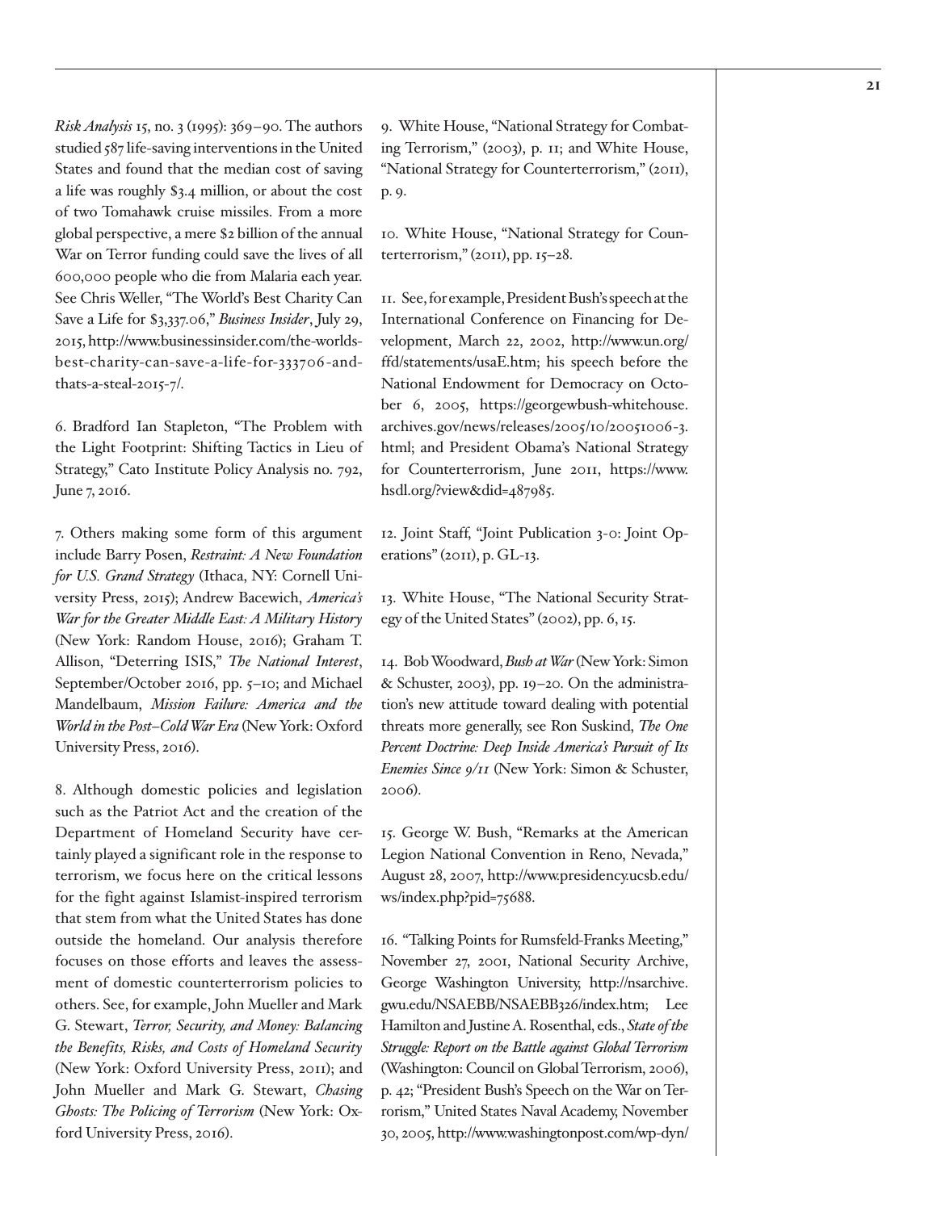*Risk Analysis* 15, no. 3 (1995): 369–90. The authors studied 587 life-saving interventions in the United States and found that the median cost of saving a life was roughly $3.4 million, or about the cost of two Tomahawk cruise missiles. From a more global perspective, a mere $2 billion of the annual War on Terror funding could save the lives of all 600,000 people who die from Malaria each year. See Chris Weller, "The World's Best Charity Can Save a Life for $3,337.06," *Business Insider*, July 29, 2015, http://www.businessinsider.com/the-worlds-best-charity-can-save-a-life-for-333706-and-thats-a-steal-2015-7/.

6. Bradford Ian Stapleton, "The Problem with the Light Footprint: Shifting Tactics in Lieu of Strategy," Cato Institute Policy Analysis no. 792, June 7, 2016.

7. Others making some form of this argument include Barry Posen, *Restraint: A New Foundation for U.S. Grand Strategy* (Ithaca, NY: Cornell University Press, 2015); Andrew Bacevich, *America's War for the Greater Middle East: A Military History* (New York: Random House, 2016); Graham T. Allison, "Deterring ISIS," *The National Interest*, September/October 2016, pp. 5–10; and Michael Mandelbaum, *Mission Failure: America and the World in the Post–Cold War Era* (New York: Oxford University Press, 2016).

8. Although domestic policies and legislation such as the Patriot Act and the creation of the Department of Homeland Security have certainly played a significant role in the response to terrorism, we focus here on the critical lessons for the fight against Islamist-inspired terrorism that stem from what the United States has done outside the homeland. Our analysis therefore focuses on those efforts and leaves the assessment of domestic counterterrorism policies to others. See, for example, John Mueller and Mark G. Stewart, *Terror, Security, and Money: Balancing the Benefits, Risks, and Costs of Homeland Security* (New York: Oxford University Press, 2011); and John Mueller and Mark G. Stewart, *Chasing Ghosts: The Policing of Terrorism* (New York: Oxford University Press, 2016).

9. White House, "National Strategy for Combating Terrorism," (2003), p. 11; and White House, "National Strategy for Counterterrorism," (2011), p. 9.

10. White House, "National Strategy for Counterterrorism," (2011), pp. 15–28.

11. See, for example, President Bush's speech at the International Conference on Financing for Development, March 22, 2002, http://www.un.org/ffd/statements/usaE.htm; his speech before the National Endowment for Democracy on October 6, 2005, https://georgewbush-whitehouse.archives.gov/news/releases/2005/10/20051006-3.html; and President Obama's National Strategy for Counterterrorism, June 2011, https://www.hsdl.org/?view&did=487985.

12. Joint Staff, "Joint Publication 3-0: Joint Operations" (2011), p. GL-13.

13. White House, "The National Security Strategy of the United States" (2002), pp. 6, 15.

14. Bob Woodward, *Bush at War* (New York: Simon & Schuster, 2003), pp. 19–20. On the administration's new attitude toward dealing with potential threats more generally, see Ron Suskind, *The One Percent Doctrine: Deep Inside America's Pursuit of Its Enemies Since 9/11* (New York: Simon & Schuster, 2006).

15. George W. Bush, "Remarks at the American Legion National Convention in Reno, Nevada," August 28, 2007, http://www.presidency.ucsb.edu/ws/index.php?pid=75688.

16. "Talking Points for Rumsfeld-Franks Meeting," November 27, 2001, National Security Archive, George Washington University, http://nsarchive.gwu.edu/NSAEBB/NSAEBB326/index.htm; Lee Hamilton and Justine A. Rosenthal, eds., *State of the Struggle: Report on the Battle against Global Terrorism* (Washington: Council on Global Terrorism, 2006), p. 42; "President Bush's Speech on the War on Terrorism," United States Naval Academy, November 30, 2005, http://www.washingtonpost.com/wp-dyn/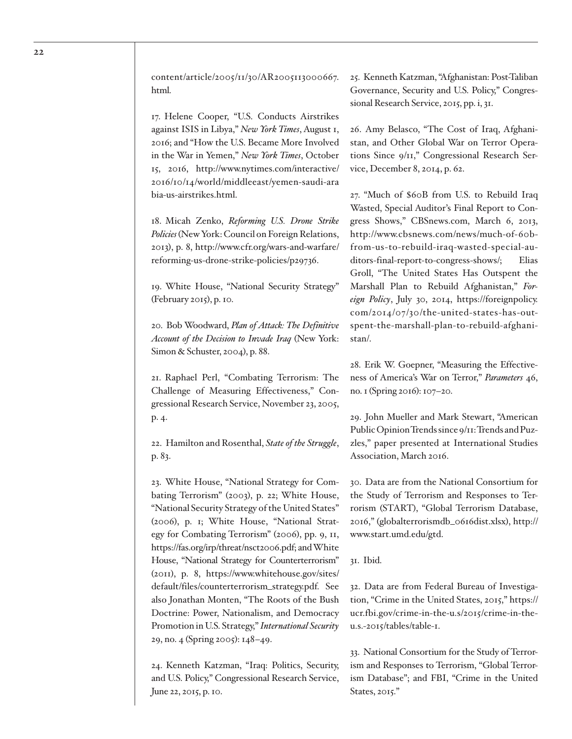content/article/2005/11/30/AR2005113000667.html.

17. Helene Cooper, "U.S. Conducts Airstrikes against ISIS in Libya," *New York Times*, August 1, 2016; and "How the U.S. Became More Involved in the War in Yemen," *New York Times*, October 15, 2016, http://www.nytimes.com/interactive/2016/10/14/world/middleeast/yemen-saudi-arabia-us-airstrikes.html.

18. Micah Zenko, *Reforming U.S. Drone Strike Policies* (New York: Council on Foreign Relations, 2013), p. 8, http://www.cfr.org/wars-and-warfare/reforming-us-drone-strike-policies/p29736.

19. White House, "National Security Strategy" (February 2015), p. 10.

20. Bob Woodward, *Plan of Attack: The Definitive Account of the Decision to Invade Iraq* (New York: Simon & Schuster, 2004), p. 88.

21. Raphael Perl, "Combating Terrorism: The Challenge of Measuring Effectiveness," Congressional Research Service, November 23, 2005, p. 4.

22. Hamilton and Rosenthal, *State of the Struggle*, p. 83.

23. White House, "National Strategy for Combating Terrorism" (2003), p. 22; White House, "National Security Strategy of the United States" (2006), p. 1; White House, "National Strategy for Combating Terrorism" (2006), pp. 9, 11, https://fas.org/irp/threat/nsct2006.pdf; and White House, "National Strategy for Counterterrorism" (2011), p. 8, https://www.whitehouse.gov/sites/default/files/counterterrorism_strategy.pdf. See also Jonathan Monten, "The Roots of the Bush Doctrine: Power, Nationalism, and Democracy Promotion in U.S. Strategy," *International Security* 29, no. 4 (Spring 2005): 148–49.

24. Kenneth Katzman, "Iraq: Politics, Security, and U.S. Policy," Congressional Research Service, June 22, 2015, p. 10.

25. Kenneth Katzman, "Afghanistan: Post-Taliban Governance, Security and U.S. Policy," Congressional Research Service, 2015, pp. i, 31.

26. Amy Belasco, "The Cost of Iraq, Afghanistan, and Other Global War on Terror Operations Since 9/11," Congressional Research Service, December 8, 2014, p. 62.

27. "Much of $60B from U.S. to Rebuild Iraq Wasted, Special Auditor's Final Report to Congress Shows," CBSnews.com, March 6, 2013, http://www.cbsnews.com/news/much-of-60b-from-us-to-rebuild-iraq-wasted-special-auditors-final-report-to-congress-shows/; Elias Groll, "The United States Has Outspent the Marshall Plan to Rebuild Afghanistan," *Foreign Policy*, July 30, 2014, https://foreignpolicy.com/2014/07/30/the-united-states-has-outspent-the-marshall-plan-to-rebuild-afghanistan/.

28. Erik W. Goepner, "Measuring the Effectiveness of America's War on Terror," *Parameters* 46, no. 1 (Spring 2016): 107–20.

29. John Mueller and Mark Stewart, "American Public Opinion Trends since 9/11: Trends and Puzzles," paper presented at International Studies Association, March 2016.

30. Data are from the National Consortium for the Study of Terrorism and Responses to Terrorism (START), "Global Terrorism Database, 2016," (globalterrorismdb_0616dist.xlsx), http://www.start.umd.edu/gtd.

31. Ibid.

32. Data are from Federal Bureau of Investigation, "Crime in the United States, 2015," https://ucr.fbi.gov/crime-in-the-u.s/2015/crime-in-the-u.s.-2015/tables/table-1.

33. National Consortium for the Study of Terrorism and Responses to Terrorism, "Global Terrorism Database"; and FBI, "Crime in the United States, 2015."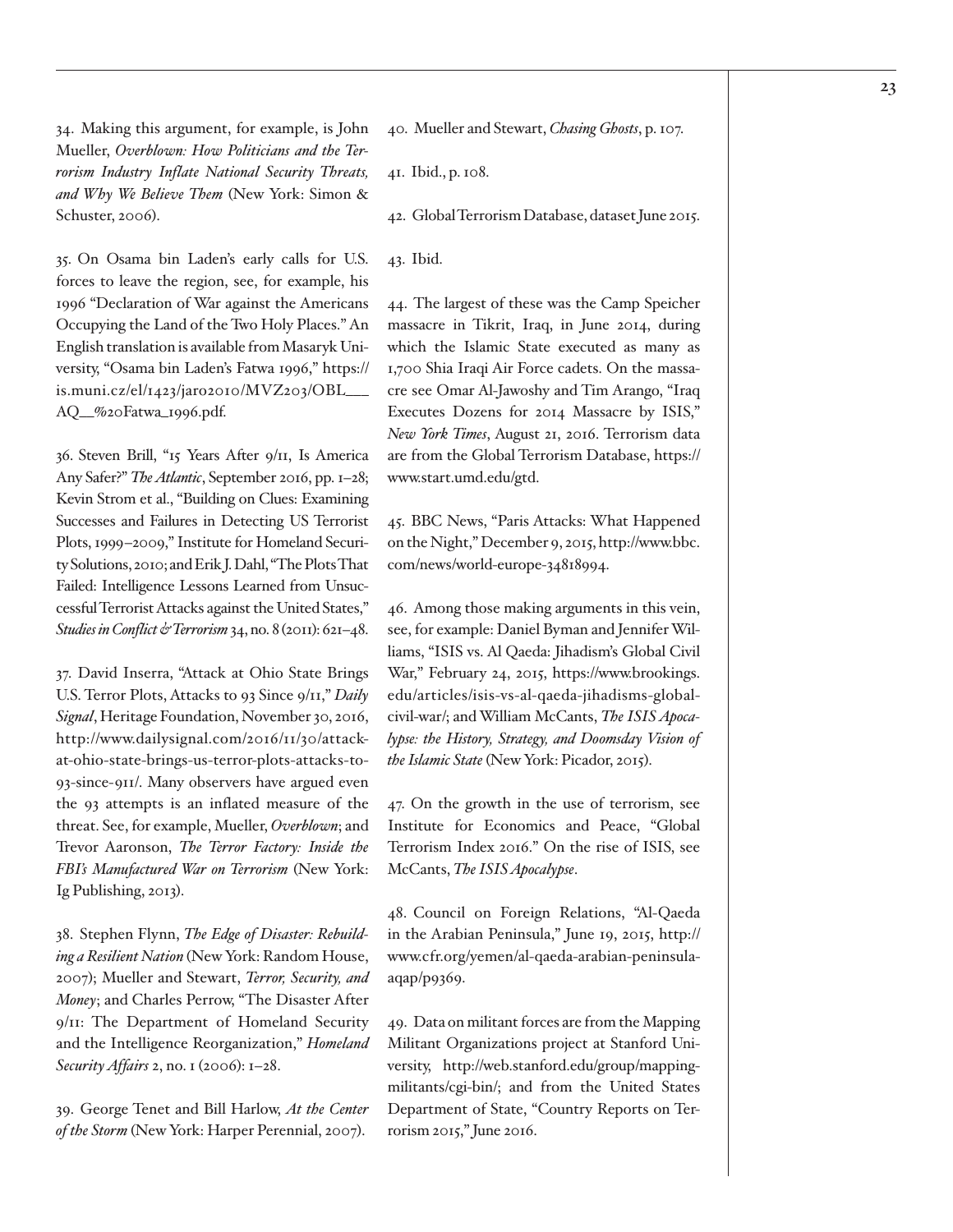34. Making this argument, for example, is John Mueller, *Overblown: How Politicians and the Terrorism Industry Inflate National Security Threats, and Why We Believe Them* (New York: Simon & Schuster, 2006).

35. On Osama bin Laden's early calls for U.S. forces to leave the region, see, for example, his 1996 "Declaration of War against the Americans Occupying the Land of the Two Holy Places." An English translation is available from Masaryk University, "Osama bin Laden's Fatwa 1996," https://is.muni.cz/el/1423/jaro2010/MVZ203/OBL___AQ__%20Fatwa_1996.pdf.

36. Steven Brill, "15 Years After 9/11, Is America Any Safer?" *The Atlantic*, September 2016, pp. 1–28; Kevin Strom et al., "Building on Clues: Examining Successes and Failures in Detecting US Terrorist Plots, 1999–2009," Institute for Homeland Security Solutions, 2010; and Erik J. Dahl, "The Plots That Failed: Intelligence Lessons Learned from Unsuccessful Terrorist Attacks against the United States," *Studies in Conflict & Terrorism* 34, no. 8 (2011): 621–48.

37. David Inserra, "Attack at Ohio State Brings U.S. Terror Plots, Attacks to 93 Since 9/11," *Daily Signal*, Heritage Foundation, November 30, 2016, http://www.dailysignal.com/2016/11/30/attack-at-ohio-state-brings-us-terror-plots-attacks-to-93-since-911/. Many observers have argued even the 93 attempts is an inflated measure of the threat. See, for example, Mueller, *Overblown*; and Trevor Aaronson, *The Terror Factory: Inside the FBI's Manufactured War on Terrorism* (New York: Ig Publishing, 2013).

38. Stephen Flynn, *The Edge of Disaster: Rebuilding a Resilient Nation* (New York: Random House, 2007); Mueller and Stewart, *Terror, Security, and Money*; and Charles Perrow, "The Disaster After 9/11: The Department of Homeland Security and the Intelligence Reorganization," *Homeland Security Affairs* 2, no. 1 (2006): 1–28.

39. George Tenet and Bill Harlow, *At the Center of the Storm* (New York: Harper Perennial, 2007).

40. Mueller and Stewart, *Chasing Ghosts*, p. 107.

41. Ibid., p. 108.

42. Global Terrorism Database, dataset June 2015.

43. Ibid.

44. The largest of these was the Camp Speicher massacre in Tikrit, Iraq, in June 2014, during which the Islamic State executed as many as 1,700 Shia Iraqi Air Force cadets. On the massacre see Omar Al-Jawoshy and Tim Arango, "Iraq Executes Dozens for 2014 Massacre by ISIS," *New York Times*, August 21, 2016. Terrorism data are from the Global Terrorism Database, https://www.start.umd.edu/gtd.

45. BBC News, "Paris Attacks: What Happened on the Night," December 9, 2015, http://www.bbc.com/news/world-europe-34818994.

46. Among those making arguments in this vein, see, for example: Daniel Byman and Jennifer Williams, "ISIS vs. Al Qaeda: Jihadism's Global Civil War," February 24, 2015, https://www.brookings.edu/articles/isis-vs-al-qaeda-jihadisms-global-civil-war/; and William McCants, *The ISIS Apocalypse: the History, Strategy, and Doomsday Vision of the Islamic State* (New York: Picador, 2015).

47. On the growth in the use of terrorism, see Institute for Economics and Peace, "Global Terrorism Index 2016." On the rise of ISIS, see McCants, *The ISIS Apocalypse*.

48. Council on Foreign Relations, "Al-Qaeda in the Arabian Peninsula," June 19, 2015, http://www.cfr.org/yemen/al-qaeda-arabian-peninsula-aqap/p9369.

49. Data on militant forces are from the Mapping Militant Organizations project at Stanford University, http://web.stanford.edu/group/mappingmilitants/cgi-bin/; and from the United States Department of State, "Country Reports on Terrorism 2015," June 2016.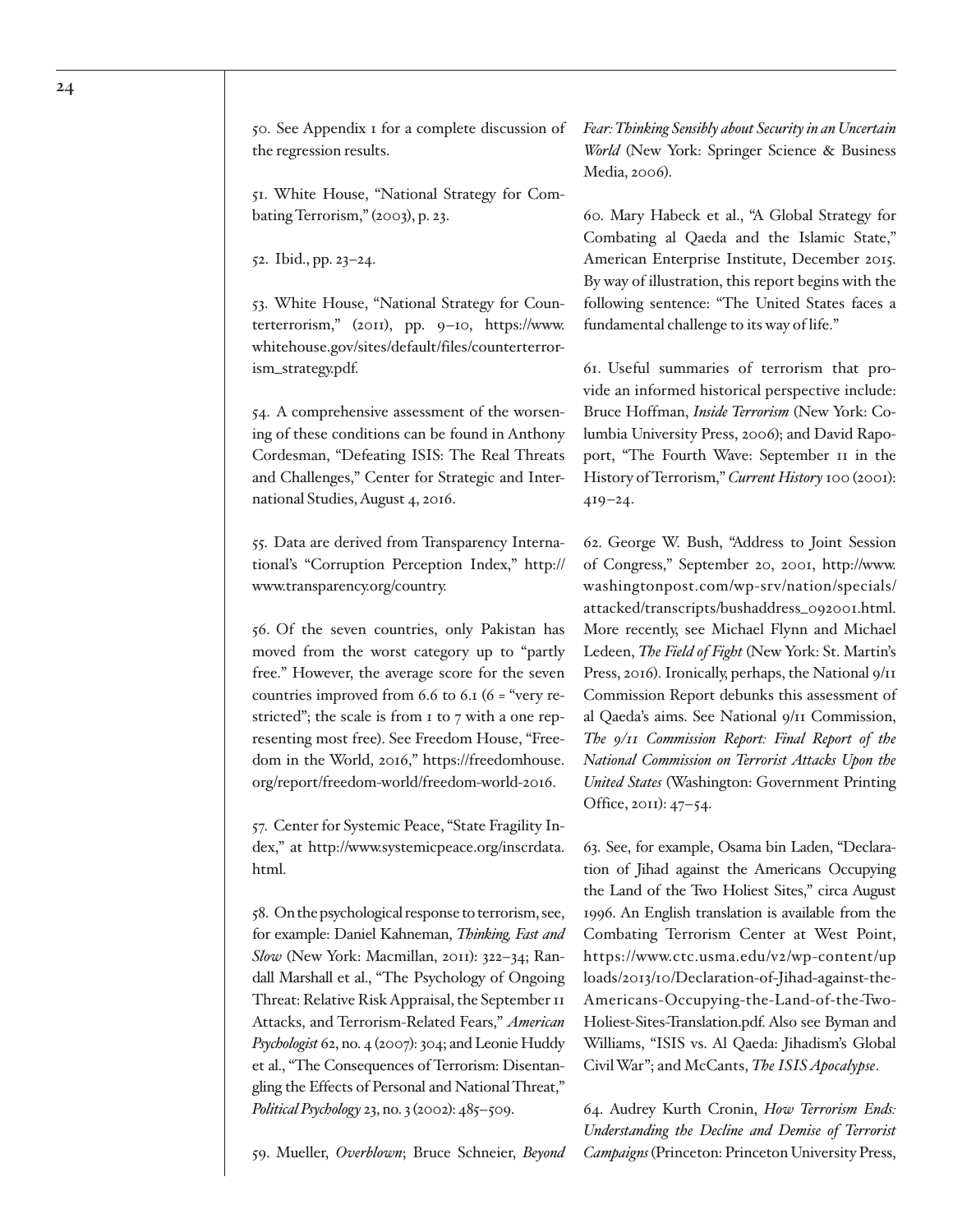50. See Appendix 1 for a complete discussion of the regression results.

51. White House, "National Strategy for Combating Terrorism," (2003), p. 23.

52. Ibid., pp. 23–24.

53. White House, "National Strategy for Counterterrorism," (2011), pp. 9–10, https://www.whitehouse.gov/sites/default/files/counterterrorism_strategy.pdf.

54. A comprehensive assessment of the worsening of these conditions can be found in Anthony Cordesman, "Defeating ISIS: The Real Threats and Challenges," Center for Strategic and International Studies, August 4, 2016.

55. Data are derived from Transparency International's "Corruption Perception Index," http://www.transparency.org/country.

56. Of the seven countries, only Pakistan has moved from the worst category up to "partly free." However, the average score for the seven countries improved from 6.6 to 6.1 (6 = "very restricted"; the scale is from 1 to 7 with a one representing most free). See Freedom House, "Freedom in the World, 2016," https://freedomhouse.org/report/freedom-world/freedom-world-2016.

57. Center for Systemic Peace, "State Fragility Index," at http://www.systemicpeace.org/inscrdata.html.

58. On the psychological response to terrorism, see, for example: Daniel Kahneman, *Thinking, Fast and Slow* (New York: Macmillan, 2011): 322–34; Randall Marshall et al., "The Psychology of Ongoing Threat: Relative Risk Appraisal, the September 11 Attacks, and Terrorism-Related Fears," *American Psychologist* 62, no. 4 (2007): 304; and Leonie Huddy et al., "The Consequences of Terrorism: Disentangling the Effects of Personal and National Threat," *Political Psychology* 23, no. 3 (2002): 485–509.

59. Mueller, *Overblown*; Bruce Schneier, *Beyond Fear: Thinking Sensibly about Security in an Uncertain World* (New York: Springer Science & Business Media, 2006).

60. Mary Habeck et al., "A Global Strategy for Combating al Qaeda and the Islamic State," American Enterprise Institute, December 2015. By way of illustration, this report begins with the following sentence: "The United States faces a fundamental challenge to its way of life."

61. Useful summaries of terrorism that provide an informed historical perspective include: Bruce Hoffman, *Inside Terrorism* (New York: Columbia University Press, 2006); and David Rapoport, "The Fourth Wave: September 11 in the History of Terrorism," *Current History* 100 (2001): 419–24.

62. George W. Bush, "Address to Joint Session of Congress," September 20, 2001, http://www.washingtonpost.com/wp-srv/nation/specials/attacked/transcripts/bushaddress_092001.html. More recently, see Michael Flynn and Michael Ledeen, *The Field of Fight* (New York: St. Martin's Press, 2016). Ironically, perhaps, the National 9/11 Commission Report debunks this assessment of al Qaeda's aims. See National 9/11 Commission, *The 9/11 Commission Report: Final Report of the National Commission on Terrorist Attacks Upon the United States* (Washington: Government Printing Office, 2011): 47–54.

63. See, for example, Osama bin Laden, "Declaration of Jihad against the Americans Occupying the Land of the Two Holiest Sites," circa August 1996. An English translation is available from the Combating Terrorism Center at West Point, https://www.ctc.usma.edu/v2/wp-content/uploads/2013/10/Declaration-of-Jihad-against-the-Americans-Occupying-the-Land-of-the-Two-Holiest-Sites-Translation.pdf. Also see Byman and Williams, "ISIS vs. Al Qaeda: Jihadism's Global Civil War"; and McCants, *The ISIS Apocalypse*.

64. Audrey Kurth Cronin, *How Terrorism Ends: Understanding the Decline and Demise of Terrorist Campaigns* (Princeton: Princeton University Press,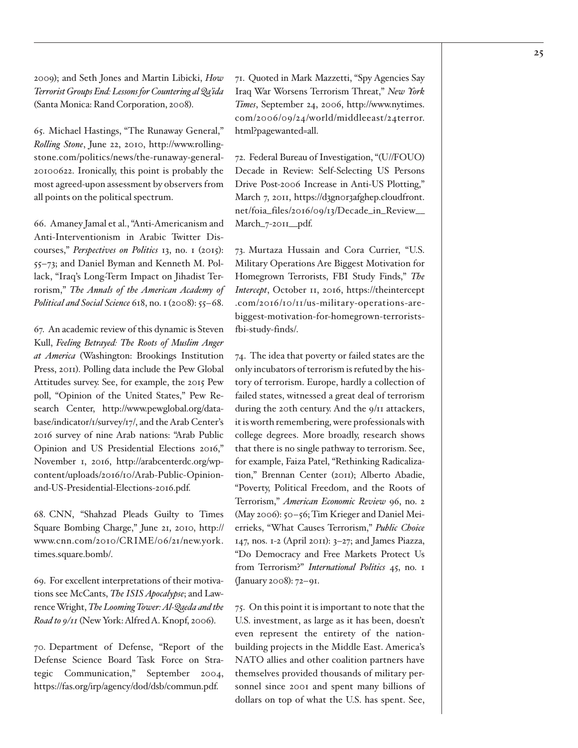2009); and Seth Jones and Martin Libicki, *How Terrorist Groups End: Lessons for Countering al Qa'ida* (Santa Monica: Rand Corporation, 2008).

65. Michael Hastings, "The Runaway General," *Rolling Stone*, June 22, 2010, http://www.rollingstone.com/politics/news/the-runaway-general-20100622. Ironically, this point is probably the most agreed-upon assessment by observers from all points on the political spectrum.

66. Amaney Jamal et al., "Anti-Americanism and Anti-Interventionism in Arabic Twitter Discourses," *Perspectives on Politics* 13, no. 1 (2015): 55–73; and Daniel Byman and Kenneth M. Pollack, "Iraq's Long-Term Impact on Jihadist Terrorism," *The Annals of the American Academy of Political and Social Science* 618, no. 1 (2008): 55–68.

67. An academic review of this dynamic is Steven Kull, *Feeling Betrayed: The Roots of Muslim Anger at America* (Washington: Brookings Institution Press, 2011). Polling data include the Pew Global Attitudes survey. See, for example, the 2015 Pew poll, "Opinion of the United States," Pew Research Center, http://www.pewglobal.org/database/indicator/1/survey/17/, and the Arab Center's 2016 survey of nine Arab nations: "Arab Public Opinion and US Presidential Elections 2016," November 1, 2016, http://arabcenterdc.org/wp-content/uploads/2016/10/Arab-Public-Opinion-and-US-Presidential-Elections-2016.pdf.

68. CNN, "Shahzad Pleads Guilty to Times Square Bombing Charge," June 21, 2010, http://www.cnn.com/2010/CRIME/06/21/new.york.times.square.bomb/.

69. For excellent interpretations of their motivations see McCants, *The ISIS Apocalypse*; and Lawrence Wright, *The Looming Tower: Al-Qaeda and the Road to 9/11* (New York: Alfred A. Knopf, 2006).

70. Department of Defense, "Report of the Defense Science Board Task Force on Strategic Communication," September 2004, https://fas.org/irp/agency/dod/dsb/commun.pdf.

71. Quoted in Mark Mazzetti, "Spy Agencies Say Iraq War Worsens Terrorism Threat," *New York Times*, September 24, 2006, http://www.nytimes.com/2006/09/24/world/middleeast/24terror.html?pagewanted=all.

72. Federal Bureau of Investigation, "(U//FOUO) Decade in Review: Self-Selecting US Persons Drive Post-2006 Increase in Anti-US Plotting," March 7, 2011, https://d3gn0r3afghep.cloudfront.net/foia_files/2016/09/13/Decade_in_Review__March_7-2011__pdf.

73. Murtaza Hussain and Cora Currier, "U.S. Military Operations Are Biggest Motivation for Homegrown Terrorists, FBI Study Finds," *The Intercept*, October 11, 2016, https://theintercept.com/2016/10/11/us-military-operations-are-biggest-motivation-for-homegrown-terrorists-fbi-study-finds/.

74. The idea that poverty or failed states are the only incubators of terrorism is refuted by the history of terrorism. Europe, hardly a collection of failed states, witnessed a great deal of terrorism during the 20th century. And the 9/11 attackers, it is worth remembering, were professionals with college degrees. More broadly, research shows that there is no single pathway to terrorism. See, for example, Faiza Patel, "Rethinking Radicalization," Brennan Center (2011); Alberto Abadie, "Poverty, Political Freedom, and the Roots of Terrorism," *American Economic Review* 96, no. 2 (May 2006): 50–56; Tim Krieger and Daniel Meierrieks, "What Causes Terrorism," *Public Choice* 147, nos. 1-2 (April 2011): 3–27; and James Piazza, "Do Democracy and Free Markets Protect Us from Terrorism?" *International Politics* 45, no. 1 (January 2008): 72–91.

75. On this point it is important to note that the U.S. investment, as large as it has been, doesn't even represent the entirety of the nation-building projects in the Middle East. America's NATO allies and other coalition partners have themselves provided thousands of military personnel since 2001 and spent many billions of dollars on top of what the U.S. has spent. See,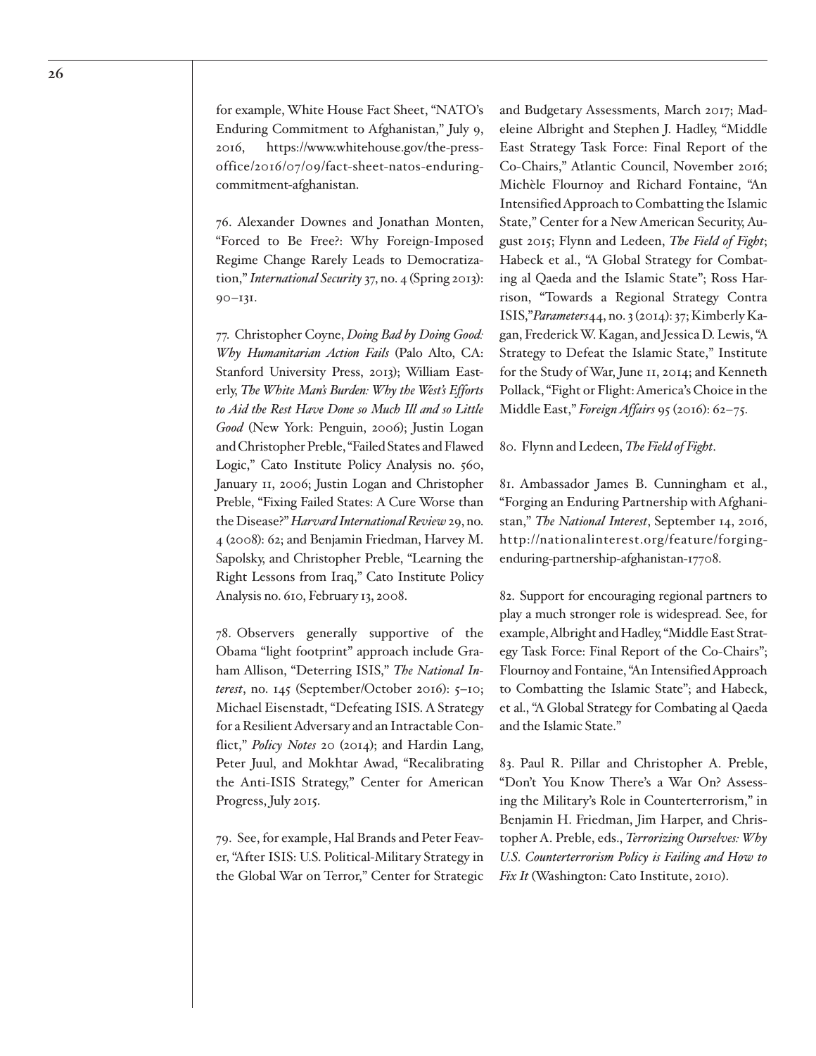for example, White House Fact Sheet, "NATO's Enduring Commitment to Afghanistan," July 9, 2016, https://www.whitehouse.gov/the-press-office/2016/07/09/fact-sheet-natos-enduring-commitment-afghanistan.

76. Alexander Downes and Jonathan Monten, "Forced to Be Free?: Why Foreign-Imposed Regime Change Rarely Leads to Democratization," *International Security* 37, no. 4 (Spring 2013): 90–131.

77. Christopher Coyne, *Doing Bad by Doing Good: Why Humanitarian Action Fails* (Palo Alto, CA: Stanford University Press, 2013); William Easterly, *The White Man's Burden: Why the West's Efforts to Aid the Rest Have Done so Much Ill and so Little Good* (New York: Penguin, 2006); Justin Logan and Christopher Preble, "Failed States and Flawed Logic," Cato Institute Policy Analysis no. 560, January 11, 2006; Justin Logan and Christopher Preble, "Fixing Failed States: A Cure Worse than the Disease?" *Harvard International Review* 29, no. 4 (2008): 62; and Benjamin Friedman, Harvey M. Sapolsky, and Christopher Preble, "Learning the Right Lessons from Iraq," Cato Institute Policy Analysis no. 610, February 13, 2008.

78. Observers generally supportive of the Obama "light footprint" approach include Graham Allison, "Deterring ISIS," *The National Interest*, no. 145 (September/October 2016): 5–10; Michael Eisenstadt, "Defeating ISIS. A Strategy for a Resilient Adversary and an Intractable Conflict," *Policy Notes* 20 (2014); and Hardin Lang, Peter Juul, and Mokhtar Awad, "Recalibrating the Anti-ISIS Strategy," Center for American Progress, July 2015.

79. See, for example, Hal Brands and Peter Feaver, "After ISIS: U.S. Political-Military Strategy in the Global War on Terror," Center for Strategic and Budgetary Assessments, March 2017; Madeleine Albright and Stephen J. Hadley, "Middle East Strategy Task Force: Final Report of the Co-Chairs," Atlantic Council, November 2016; Michèle Flournoy and Richard Fontaine, "An Intensified Approach to Combatting the Islamic State," Center for a New American Security, August 2015; Flynn and Ledeen, *The Field of Fight*; Habeck et al., "A Global Strategy for Combating al Qaeda and the Islamic State"; Ross Harrison, "Towards a Regional Strategy Contra ISIS," *Parameters* 44, no. 3 (2014): 37; Kimberly Kagan, Frederick W. Kagan, and Jessica D. Lewis, "A Strategy to Defeat the Islamic State," Institute for the Study of War, June 11, 2014; and Kenneth Pollack, "Fight or Flight: America's Choice in the Middle East," *Foreign Affairs* 95 (2016): 62–75.

80. Flynn and Ledeen, *The Field of Fight*.

81. Ambassador James B. Cunningham et al., "Forging an Enduring Partnership with Afghanistan," *The National Interest*, September 14, 2016, http://nationalinterest.org/feature/forging-enduring-partnership-afghanistan-17708.

82. Support for encouraging regional partners to play a much stronger role is widespread. See, for example, Albright and Hadley, "Middle East Strategy Task Force: Final Report of the Co-Chairs"; Flournoy and Fontaine, "An Intensified Approach to Combatting the Islamic State"; and Habeck, et al., "A Global Strategy for Combating al Qaeda and the Islamic State."

83. Paul R. Pillar and Christopher A. Preble, "Don't You Know There's a War On? Assessing the Military's Role in Counterterrorism," in Benjamin H. Friedman, Jim Harper, and Christopher A. Preble, eds., *Terrorizing Ourselves: Why U.S. Counterterrorism Policy is Failing and How to Fix It* (Washington: Cato Institute, 2010).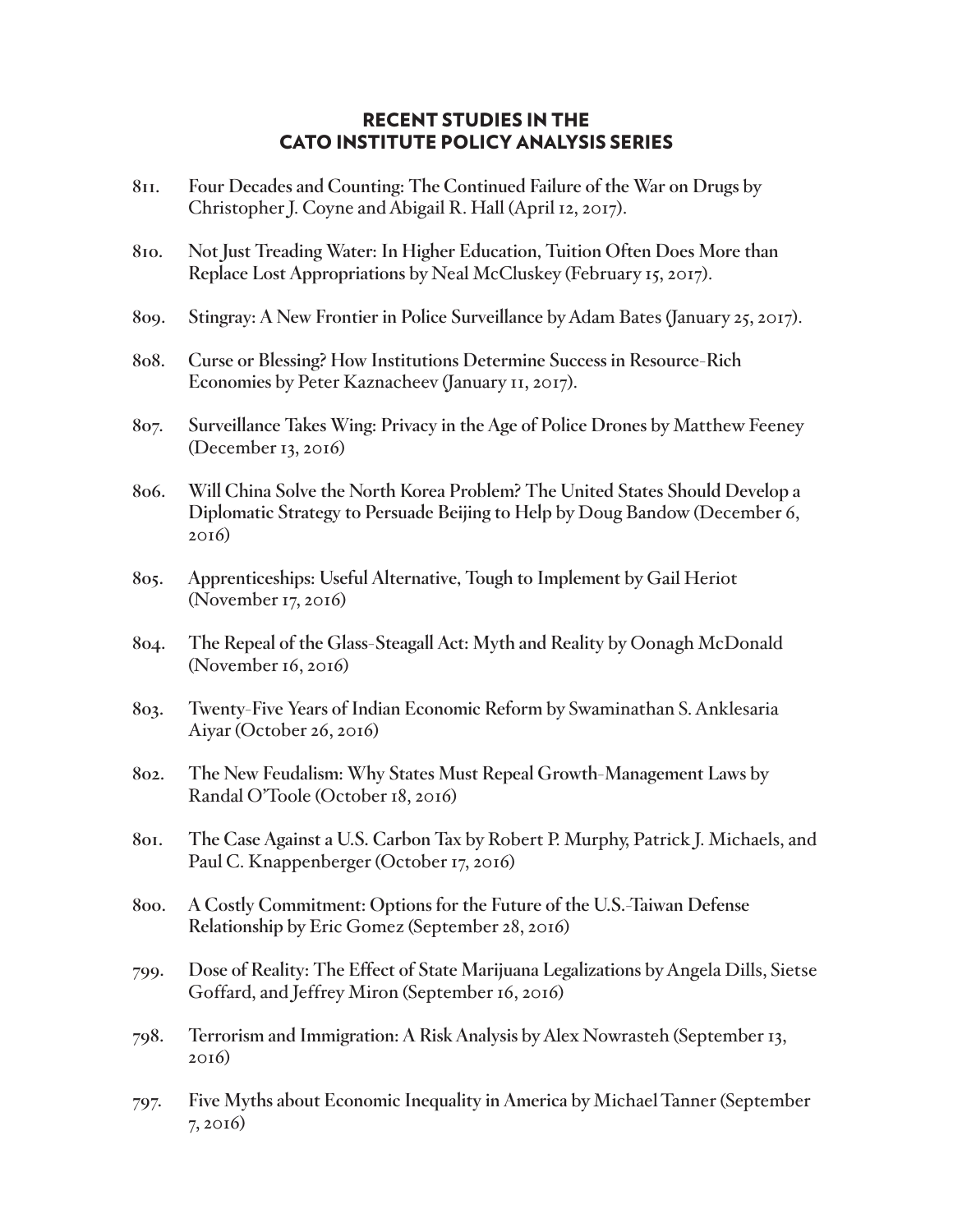## RECENT STUDIES IN THE CATO INSTITUTE POLICY ANALYSIS SERIES

811. **Four Decades and Counting: The Continued Failure of the War on Drugs** by Christopher J. Coyne and Abigail R. Hall (April 12, 2017).

810. **Not Just Treading Water: In Higher Education, Tuition Often Does More than Replace Lost Appropriations** by Neal McCluskey (February 15, 2017).

809. **Stingray: A New Frontier in Police Surveillance** by Adam Bates (January 25, 2017).

808. **Curse or Blessing? How Institutions Determine Success in Resource-Rich Economies** by Peter Kaznacheev (January 11, 2017).

807. **Surveillance Takes Wing: Privacy in the Age of Police Drones** by Matthew Feeney (December 13, 2016)

806. **Will China Solve the North Korea Problem? The United States Should Develop a Diplomatic Strategy to Persuade Beijing to Help** by Doug Bandow (December 6, 2016)

805. **Apprenticeships: Useful Alternative, Tough to Implement** by Gail Heriot (November 17, 2016)

804. **The Repeal of the Glass-Steagall Act: Myth and Reality** by Oonagh McDonald (November 16, 2016)

803. **Twenty-Five Years of Indian Economic Reform** by Swaminathan S. Anklesaria Aiyar (October 26, 2016)

802. **The New Feudalism: Why States Must Repeal Growth-Management Laws** by Randal O'Toole (October 18, 2016)

801. **The Case Against a U.S. Carbon Tax** by Robert P. Murphy, Patrick J. Michaels, and Paul C. Knappenberger (October 17, 2016)

800. **A Costly Commitment: Options for the Future of the U.S.-Taiwan Defense Relationship** by Eric Gomez (September 28, 2016)

799. **Dose of Reality: The Effect of State Marijuana Legalizations** by Angela Dills, Sietse Goffard, and Jeffrey Miron (September 16, 2016)

798. **Terrorism and Immigration: A Risk Analysis** by Alex Nowrasteh (September 13, 2016)

797. **Five Myths about Economic Inequality in America** by Michael Tanner (September 7, 2016)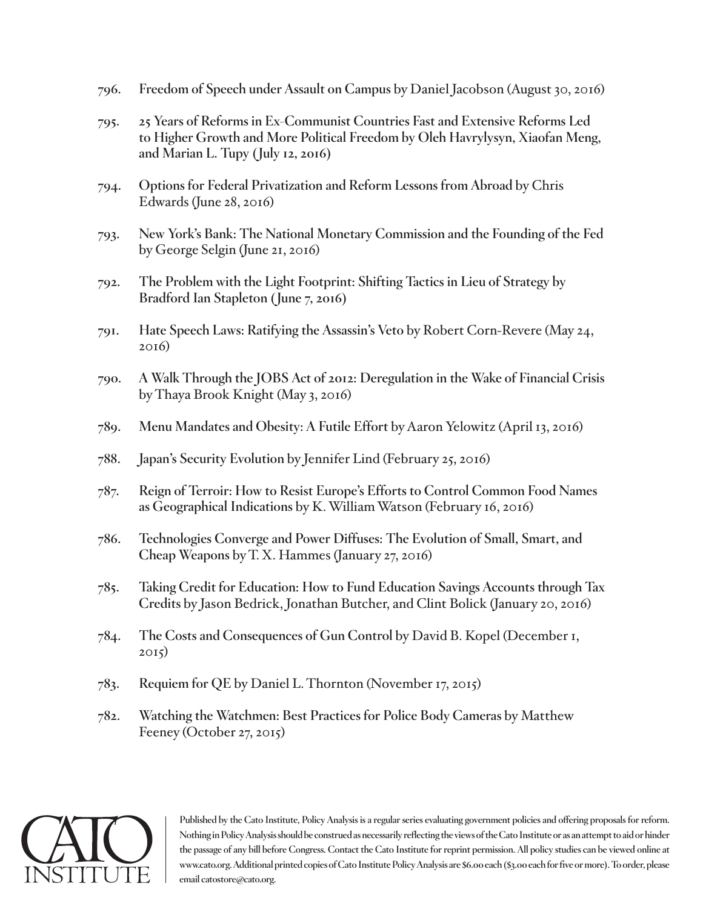796. **Freedom of Speech under Assault on Campus** by Daniel Jacobson (August 30, 2016)

795. **25 Years of Reforms in Ex-Communist Countries Fast and Extensive Reforms Led to Higher Growth and More Political Freedom** by Oleh Havrylysyn, Xiaofan Meng, and Marian L. Tupy (July 12, 2016)

794. **Options for Federal Privatization and Reform Lessons from Abroad** by Chris Edwards (June 28, 2016)

793. **New York's Bank: The National Monetary Commission and the Founding of the Fed** by George Selgin (June 21, 2016)

792. **The Problem with the Light Footprint: Shifting Tactics in Lieu of Strategy** by Bradford Ian Stapleton (June 7, 2016)

791. **Hate Speech Laws: Ratifying the Assassin's Veto** by Robert Corn-Revere (May 24, 2016)

790. **A Walk Through the JOBS Act of 2012: Deregulation in the Wake of Financial Crisis** by Thaya Brook Knight (May 3, 2016)

789. **Menu Mandates and Obesity: A Futile Effort** by Aaron Yelowitz (April 13, 2016)

788. **Japan's Security Evolution** by Jennifer Lind (February 25, 2016)

787. **Reign of Terroir: How to Resist Europe's Efforts to Control Common Food Names as Geographical Indications** by K. William Watson (February 16, 2016)

786. **Technologies Converge and Power Diffuses: The Evolution of Small, Smart, and Cheap Weapons** by T. X. Hammes (January 27, 2016)

785. **Taking Credit for Education: How to Fund Education Savings Accounts through Tax Credits** by Jason Bedrick, Jonathan Butcher, and Clint Bolick (January 20, 2016)

784. **The Costs and Consequences of Gun Control** by David B. Kopel (December 1, 2015)

783. **Requiem for QE** by Daniel L. Thornton (November 17, 2015)

782. **Watching the Watchmen: Best Practices for Police Body Cameras** by Matthew Feeney (October 27, 2015)

CATO INSTITUTE

Published by the Cato Institute, Policy Analysis is a regular series evaluating government policies and offering proposals for reform. Nothing in Policy Analysis should be construed as necessarily reflecting the views of the Cato Institute or as an attempt to aid or hinder the passage of any bill before Congress. Contact the Cato Institute for reprint permission. All policy studies can be viewed online at www.cato.org. Additional printed copies of Cato Institute Policy Analysis are $6.00 each ($3.00 each for five or more). To order, please email catostore@cato.org.